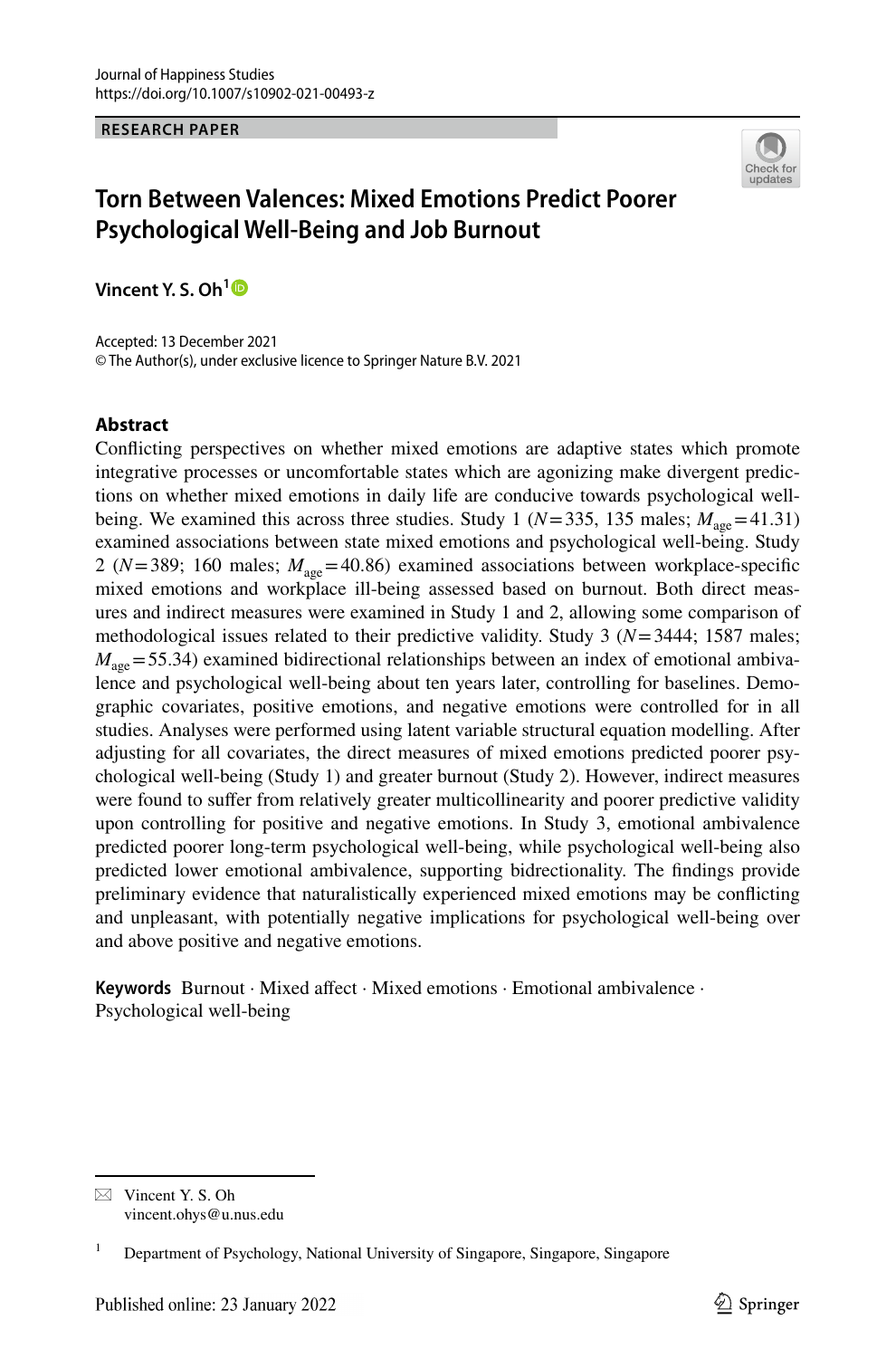Journal of Happiness Studies
https://doi.org/10.1007/s10902-021-00493-z

RESEARCH PAPER

# Torn Between Valences: Mixed Emotions Predict Poorer Psychological Well-Being and Job Burnout

**Vincent Y. S. Oh**[1]

Accepted: 13 December 2021
© The Author(s), under exclusive licence to Springer Nature B.V. 2021

## Abstract

Conflicting perspectives on whether mixed emotions are adaptive states which promote integrative processes or uncomfortable states which are agonizing make divergent predictions on whether mixed emotions in daily life are conducive towards psychological well-being. We examined this across three studies. Study 1 ($N = 335$, 135 males; $M_{age} = 41.31$) examined associations between state mixed emotions and psychological well-being. Study 2 ($N = 389$; 160 males; $M_{age} = 40.86$) examined associations between workplace-specific mixed emotions and workplace ill-being assessed based on burnout. Both direct measures and indirect measures were examined in Study 1 and 2, allowing some comparison of methodological issues related to their predictive validity. Study 3 ($N = 3444$; 1587 males; $M_{age} = 55.34$) examined bidirectional relationships between an index of emotional ambivalence and psychological well-being about ten years later, controlling for baselines. Demographic covariates, positive emotions, and negative emotions were controlled for in all studies. Analyses were performed using latent variable structural equation modelling. After adjusting for all covariates, the direct measures of mixed emotions predicted poorer psychological well-being (Study 1) and greater burnout (Study 2). However, indirect measures were found to suffer from relatively greater multicollinearity and poorer predictive validity upon controlling for positive and negative emotions. In Study 3, emotional ambivalence predicted poorer long-term psychological well-being, while psychological well-being also predicted lower emotional ambivalence, supporting bidirectionality. The findings provide preliminary evidence that naturalistically experienced mixed emotions may be conflicting and unpleasant, with potentially negative implications for psychological well-being over and above positive and negative emotions.

**Keywords** Burnout · Mixed affect · Mixed emotions · Emotional ambivalence · Psychological well-being

---

✉ Vincent Y. S. Oh
vincent.ohys@u.nus.edu

[1] Department of Psychology, National University of Singapore, Singapore, Singapore

Published online: 23 January 2022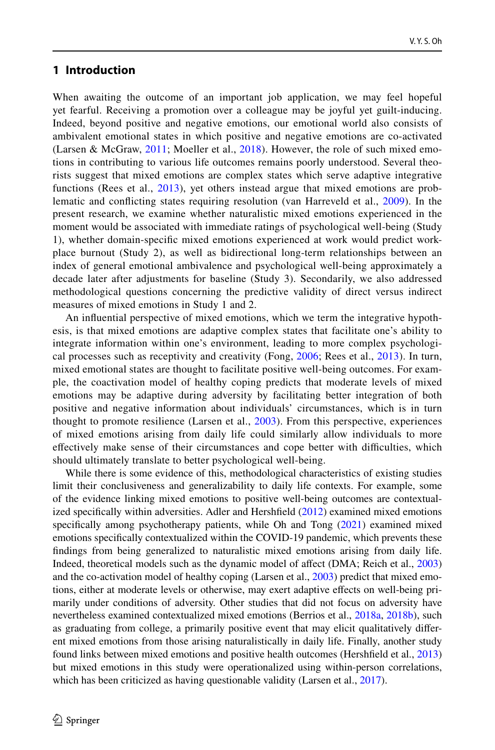## 1 Introduction

When awaiting the outcome of an important job application, we may feel hopeful yet fearful. Receiving a promotion over a colleague may be joyful yet guilt-inducing. Indeed, beyond positive and negative emotions, our emotional world also consists of ambivalent emotional states in which positive and negative emotions are co-activated (Larsen & McGraw, 2011; Moeller et al., 2018). However, the role of such mixed emotions in contributing to various life outcomes remains poorly understood. Several theorists suggest that mixed emotions are complex states which serve adaptive integrative functions (Rees et al., 2013), yet others instead argue that mixed emotions are problematic and conflicting states requiring resolution (van Harreveld et al., 2009). In the present research, we examine whether naturalistic mixed emotions experienced in the moment would be associated with immediate ratings of psychological well-being (Study 1), whether domain-specific mixed emotions experienced at work would predict workplace burnout (Study 2), as well as bidirectional long-term relationships between an index of general emotional ambivalence and psychological well-being approximately a decade later after adjustments for baseline (Study 3). Secondarily, we also addressed methodological questions concerning the predictive validity of direct versus indirect measures of mixed emotions in Study 1 and 2.

An influential perspective of mixed emotions, which we term the integrative hypothesis, is that mixed emotions are adaptive complex states that facilitate one's ability to integrate information within one's environment, leading to more complex psychological processes such as receptivity and creativity (Fong, 2006; Rees et al., 2013). In turn, mixed emotional states are thought to facilitate positive well-being outcomes. For example, the coactivation model of healthy coping predicts that moderate levels of mixed emotions may be adaptive during adversity by facilitating better integration of both positive and negative information about individuals' circumstances, which is in turn thought to promote resilience (Larsen et al., 2003). From this perspective, experiences of mixed emotions arising from daily life could similarly allow individuals to more effectively make sense of their circumstances and cope better with difficulties, which should ultimately translate to better psychological well-being.

While there is some evidence of this, methodological characteristics of existing studies limit their conclusiveness and generalizability to daily life contexts. For example, some of the evidence linking mixed emotions to positive well-being outcomes are contextualized specifically within adversities. Adler and Hershfield (2012) examined mixed emotions specifically among psychotherapy patients, while Oh and Tong (2021) examined mixed emotions specifically contextualized within the COVID-19 pandemic, which prevents these findings from being generalized to naturalistic mixed emotions arising from daily life. Indeed, theoretical models such as the dynamic model of affect (DMA; Reich et al., 2003) and the co-activation model of healthy coping (Larsen et al., 2003) predict that mixed emotions, either at moderate levels or otherwise, may exert adaptive effects on well-being primarily under conditions of adversity. Other studies that did not focus on adversity have nevertheless examined contextualized mixed emotions (Berrios et al., 2018a, 2018b), such as graduating from college, a primarily positive event that may elicit qualitatively different mixed emotions from those arising naturalistically in daily life. Finally, another study found links between mixed emotions and positive health outcomes (Hershfield et al., 2013) but mixed emotions in this study were operationalized using within-person correlations, which has been criticized as having questionable validity (Larsen et al., 2017).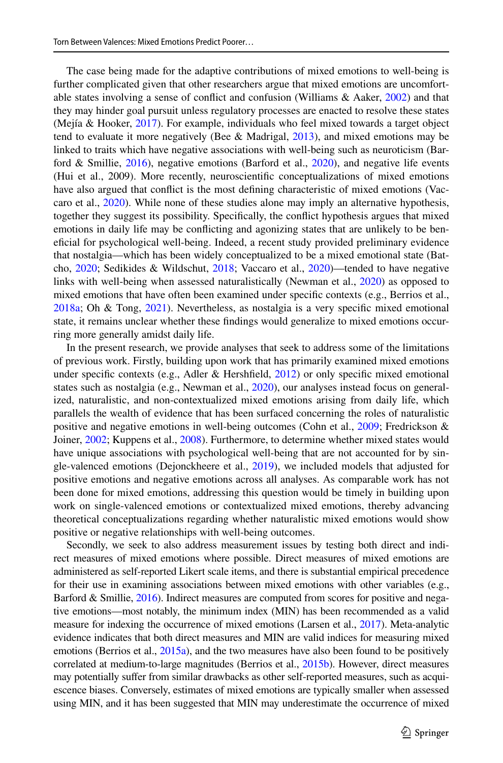The case being made for the adaptive contributions of mixed emotions to well-being is further complicated given that other researchers argue that mixed emotions are uncomfortable states involving a sense of conflict and confusion (Williams & Aaker, 2002) and that they may hinder goal pursuit unless regulatory processes are enacted to resolve these states (Mejía & Hooker, 2017). For example, individuals who feel mixed towards a target object tend to evaluate it more negatively (Bee & Madrigal, 2013), and mixed emotions may be linked to traits which have negative associations with well-being such as neuroticism (Barford & Smillie, 2016), negative emotions (Barford et al., 2020), and negative life events (Hui et al., 2009). More recently, neuroscientific conceptualizations of mixed emotions have also argued that conflict is the most defining characteristic of mixed emotions (Vaccaro et al., 2020). While none of these studies alone may imply an alternative hypothesis, together they suggest its possibility. Specifically, the conflict hypothesis argues that mixed emotions in daily life may be conflicting and agonizing states that are unlikely to be beneficial for psychological well-being. Indeed, a recent study provided preliminary evidence that nostalgia—which has been widely conceptualized to be a mixed emotional state (Batcho, 2020; Sedikides & Wildschut, 2018; Vaccaro et al., 2020)—tended to have negative links with well-being when assessed naturalistically (Newman et al., 2020) as opposed to mixed emotions that have often been examined under specific contexts (e.g., Berrios et al., 2018a; Oh & Tong, 2021). Nevertheless, as nostalgia is a very specific mixed emotional state, it remains unclear whether these findings would generalize to mixed emotions occurring more generally amidst daily life.

In the present research, we provide analyses that seek to address some of the limitations of previous work. Firstly, building upon work that has primarily examined mixed emotions under specific contexts (e.g., Adler & Hershfield, 2012) or only specific mixed emotional states such as nostalgia (e.g., Newman et al., 2020), our analyses instead focus on generalized, naturalistic, and non-contextualized mixed emotions arising from daily life, which parallels the wealth of evidence that has been surfaced concerning the roles of naturalistic positive and negative emotions in well-being outcomes (Cohn et al., 2009; Fredrickson & Joiner, 2002; Kuppens et al., 2008). Furthermore, to determine whether mixed states would have unique associations with psychological well-being that are not accounted for by single-valenced emotions (Dejonckheere et al., 2019), we included models that adjusted for positive emotions and negative emotions across all analyses. As comparable work has not been done for mixed emotions, addressing this question would be timely in building upon work on single-valenced emotions or contextualized mixed emotions, thereby advancing theoretical conceptualizations regarding whether naturalistic mixed emotions would show positive or negative relationships with well-being outcomes.

Secondly, we seek to also address measurement issues by testing both direct and indirect measures of mixed emotions where possible. Direct measures of mixed emotions are administered as self-reported Likert scale items, and there is substantial empirical precedence for their use in examining associations between mixed emotions with other variables (e.g., Barford & Smillie, 2016). Indirect measures are computed from scores for positive and negative emotions—most notably, the minimum index (MIN) has been recommended as a valid measure for indexing the occurrence of mixed emotions (Larsen et al., 2017). Meta-analytic evidence indicates that both direct measures and MIN are valid indices for measuring mixed emotions (Berrios et al., 2015a), and the two measures have also been found to be positively correlated at medium-to-large magnitudes (Berrios et al., 2015b). However, direct measures may potentially suffer from similar drawbacks as other self-reported measures, such as acquiescence biases. Conversely, estimates of mixed emotions are typically smaller when assessed using MIN, and it has been suggested that MIN may underestimate the occurrence of mixed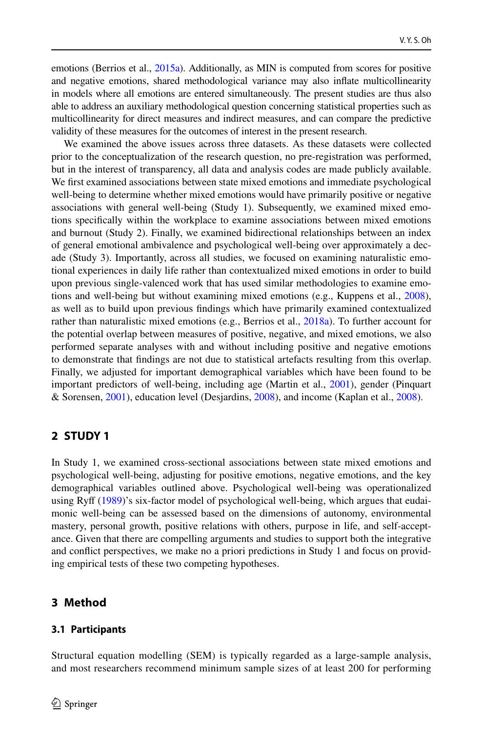emotions (Berrios et al., 2015a). Additionally, as MIN is computed from scores for positive and negative emotions, shared methodological variance may also inflate multicollinearity in models where all emotions are entered simultaneously. The present studies are thus also able to address an auxiliary methodological question concerning statistical properties such as multicollinearity for direct measures and indirect measures, and can compare the predictive validity of these measures for the outcomes of interest in the present research.

We examined the above issues across three datasets. As these datasets were collected prior to the conceptualization of the research question, no pre-registration was performed, but in the interest of transparency, all data and analysis codes are made publicly available. We first examined associations between state mixed emotions and immediate psychological well-being to determine whether mixed emotions would have primarily positive or negative associations with general well-being (Study 1). Subsequently, we examined mixed emotions specifically within the workplace to examine associations between mixed emotions and burnout (Study 2). Finally, we examined bidirectional relationships between an index of general emotional ambivalence and psychological well-being over approximately a decade (Study 3). Importantly, across all studies, we focused on examining naturalistic emotional experiences in daily life rather than contextualized mixed emotions in order to build upon previous single-valenced work that has used similar methodologies to examine emotions and well-being but without examining mixed emotions (e.g., Kuppens et al., 2008), as well as to build upon previous findings which have primarily examined contextualized rather than naturalistic mixed emotions (e.g., Berrios et al., 2018a). To further account for the potential overlap between measures of positive, negative, and mixed emotions, we also performed separate analyses with and without including positive and negative emotions to demonstrate that findings are not due to statistical artefacts resulting from this overlap. Finally, we adjusted for important demographical variables which have been found to be important predictors of well-being, including age (Martin et al., 2001), gender (Pinquart & Sorensen, 2001), education level (Desjardins, 2008), and income (Kaplan et al., 2008).

## 2 STUDY 1

In Study 1, we examined cross-sectional associations between state mixed emotions and psychological well-being, adjusting for positive emotions, negative emotions, and the key demographical variables outlined above. Psychological well-being was operationalized using Ryff (1989)'s six-factor model of psychological well-being, which argues that eudaimonic well-being can be assessed based on the dimensions of autonomy, environmental mastery, personal growth, positive relations with others, purpose in life, and self-acceptance. Given that there are compelling arguments and studies to support both the integrative and conflict perspectives, we make no a priori predictions in Study 1 and focus on providing empirical tests of these two competing hypotheses.

## 3 Method

### 3.1 Participants

Structural equation modelling (SEM) is typically regarded as a large-sample analysis, and most researchers recommend minimum sample sizes of at least 200 for performing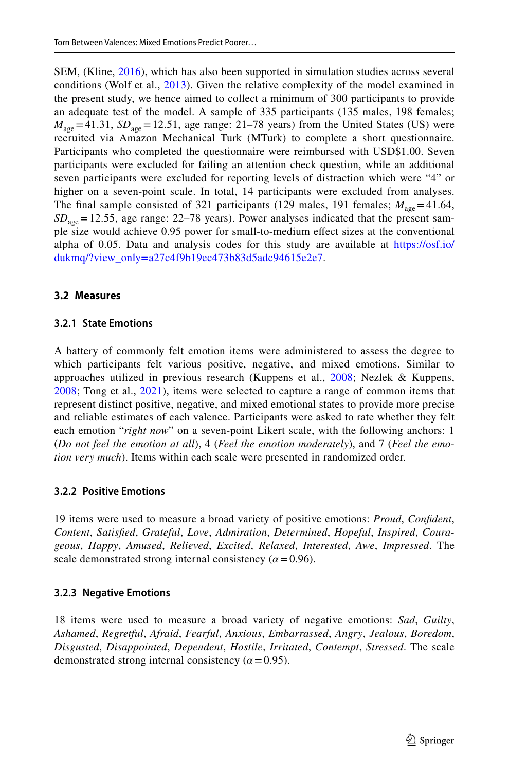SEM, (Kline, 2016), which has also been supported in simulation studies across several conditions (Wolf et al., 2013). Given the relative complexity of the model examined in the present study, we hence aimed to collect a minimum of 300 participants to provide an adequate test of the model. A sample of 335 participants (135 males, 198 females; $M_{age} = 41.31$, $SD_{age} = 12.51$, age range: 21–78 years) from the United States (US) were recruited via Amazon Mechanical Turk (MTurk) to complete a short questionnaire. Participants who completed the questionnaire were reimbursed with USD$1.00. Seven participants were excluded for failing an attention check question, while an additional seven participants were excluded for reporting levels of distraction which were "4" or higher on a seven-point scale. In total, 14 participants were excluded from analyses. The final sample consisted of 321 participants (129 males, 191 females; $M_{age} = 41.64$, $SD_{age} = 12.55$, age range: 22–78 years). Power analyses indicated that the present sample size would achieve 0.95 power for small-to-medium effect sizes at the conventional alpha of 0.05. Data and analysis codes for this study are available at https://osf.io/dukmq/?view_only=a27c4f9b19ec473b83d5adc94615e2e7.

### 3.2 Measures

#### 3.2.1 State Emotions

A battery of commonly felt emotion items were administered to assess the degree to which participants felt various positive, negative, and mixed emotions. Similar to approaches utilized in previous research (Kuppens et al., 2008; Nezlek & Kuppens, 2008; Tong et al., 2021), items were selected to capture a range of common items that represent distinct positive, negative, and mixed emotional states to provide more precise and reliable estimates of each valence. Participants were asked to rate whether they felt each emotion "*right now*" on a seven-point Likert scale, with the following anchors: 1 (*Do not feel the emotion at all*), 4 (*Feel the emotion moderately*), and 7 (*Feel the emotion very much*). Items within each scale were presented in randomized order.

#### 3.2.2 Positive Emotions

19 items were used to measure a broad variety of positive emotions: *Proud*, *Confident*, *Content*, *Satisfied*, *Grateful*, *Love*, *Admiration*, *Determined*, *Hopeful*, *Inspired*, *Courageous*, *Happy*, *Amused*, *Relieved*, *Excited*, *Relaxed*, *Interested*, *Awe*, *Impressed*. The scale demonstrated strong internal consistency ($\alpha = 0.96$).

#### 3.2.3 Negative Emotions

18 items were used to measure a broad variety of negative emotions: *Sad*, *Guilty*, *Ashamed*, *Regretful*, *Afraid*, *Fearful*, *Anxious*, *Embarrassed*, *Angry*, *Jealous*, *Boredom*, *Disgusted*, *Disappointed*, *Dependent*, *Hostile*, *Irritated*, *Contempt*, *Stressed*. The scale demonstrated strong internal consistency ($\alpha = 0.95$).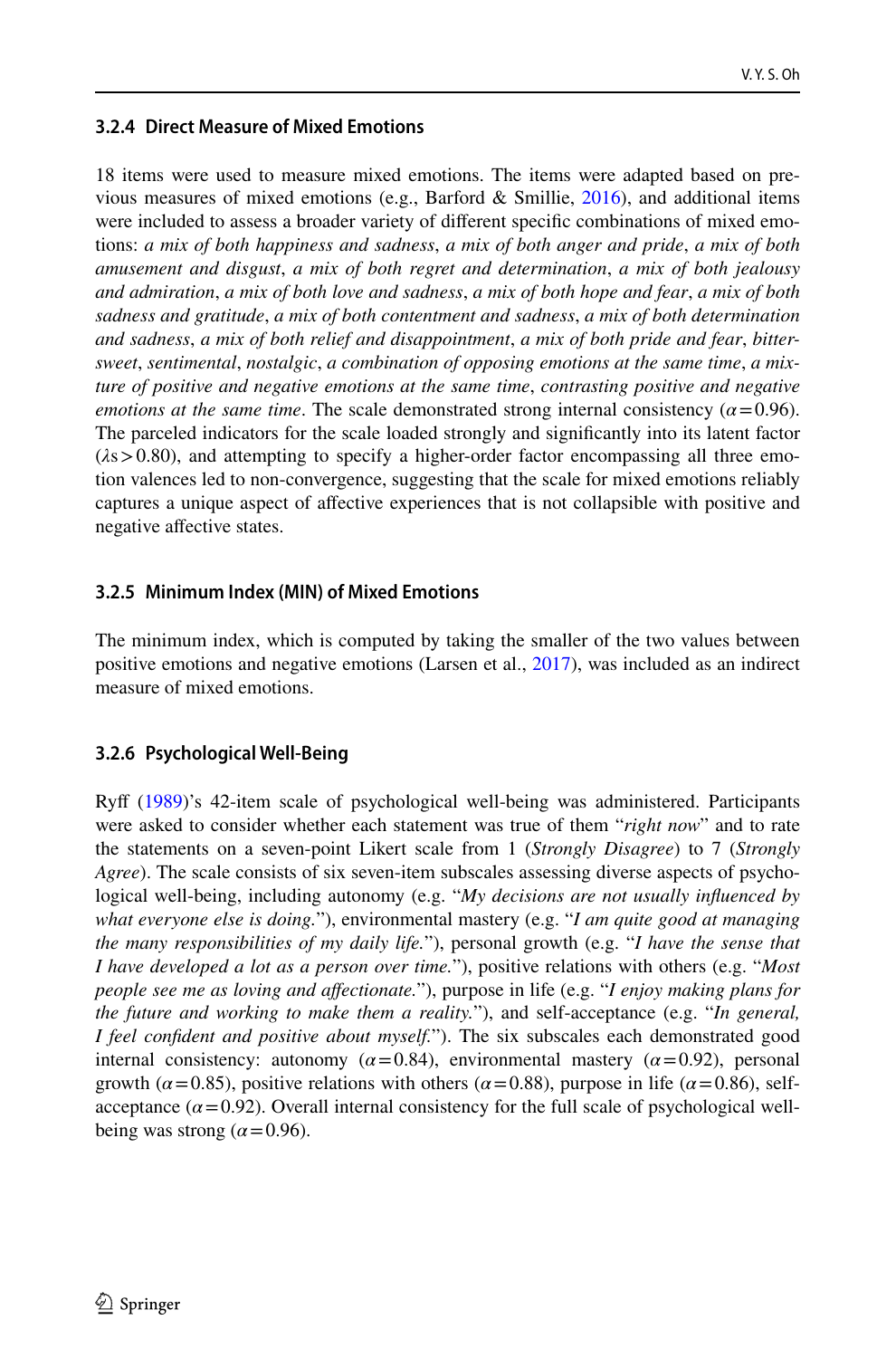### 3.2.4 Direct Measure of Mixed Emotions

18 items were used to measure mixed emotions. The items were adapted based on previous measures of mixed emotions (e.g., Barford & Smillie, 2016), and additional items were included to assess a broader variety of different specific combinations of mixed emotions: *a mix of both happiness and sadness*, *a mix of both anger and pride*, *a mix of both amusement and disgust*, *a mix of both regret and determination*, *a mix of both jealousy and admiration*, *a mix of both love and sadness*, *a mix of both hope and fear*, *a mix of both sadness and gratitude*, *a mix of both contentment and sadness*, *a mix of both determination and sadness*, *a mix of both relief and disappointment*, *a mix of both pride and fear*, *bittersweet*, *sentimental*, *nostalgic*, *a combination of opposing emotions at the same time*, *a mixture of positive and negative emotions at the same time*, *contrasting positive and negative emotions at the same time*. The scale demonstrated strong internal consistency ($\alpha = 0.96$). The parceled indicators for the scale loaded strongly and significantly into its latent factor ($\lambda s > 0.80$), and attempting to specify a higher-order factor encompassing all three emotion valences led to non-convergence, suggesting that the scale for mixed emotions reliably captures a unique aspect of affective experiences that is not collapsible with positive and negative affective states.

### 3.2.5 Minimum Index (MIN) of Mixed Emotions

The minimum index, which is computed by taking the smaller of the two values between positive emotions and negative emotions (Larsen et al., 2017), was included as an indirect measure of mixed emotions.

### 3.2.6 Psychological Well-Being

Ryff (1989)'s 42-item scale of psychological well-being was administered. Participants were asked to consider whether each statement was true of them "*right now*" and to rate the statements on a seven-point Likert scale from 1 (*Strongly Disagree*) to 7 (*Strongly Agree*). The scale consists of six seven-item subscales assessing diverse aspects of psychological well-being, including autonomy (e.g. "*My decisions are not usually influenced by what everyone else is doing.*"), environmental mastery (e.g. "*I am quite good at managing the many responsibilities of my daily life.*"), personal growth (e.g. "*I have the sense that I have developed a lot as a person over time.*"), positive relations with others (e.g. "*Most people see me as loving and affectionate.*"), purpose in life (e.g. "*I enjoy making plans for the future and working to make them a reality.*"), and self-acceptance (e.g. "*In general, I feel confident and positive about myself.*"). The six subscales each demonstrated good internal consistency: autonomy ($\alpha = 0.84$), environmental mastery ($\alpha = 0.92$), personal growth ($\alpha = 0.85$), positive relations with others ($\alpha = 0.88$), purpose in life ($\alpha = 0.86$), self-acceptance ($\alpha = 0.92$). Overall internal consistency for the full scale of psychological well-being was strong ($\alpha = 0.96$).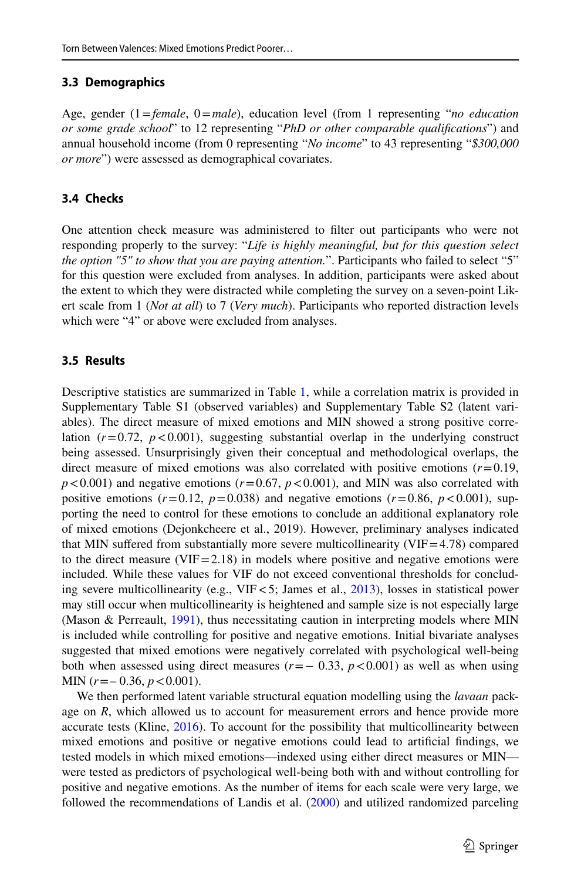### 3.3 Demographics

Age, gender ($1 = $*female*, $0 = $*male*), education level (from 1 representing "*no education or some grade school*" to 12 representing "*PhD or other comparable qualifications*") and annual household income (from 0 representing "*No income*" to 43 representing "*$300,000 or more*") were assessed as demographical covariates.

### 3.4 Checks

One attention check measure was administered to filter out participants who were not responding properly to the survey: "*Life is highly meaningful, but for this question select the option "5" to show that you are paying attention.*". Participants who failed to select "5" for this question were excluded from analyses. In addition, participants were asked about the extent to which they were distracted while completing the survey on a seven-point Likert scale from 1 (*Not at all*) to 7 (*Very much*). Participants who reported distraction levels which were "4" or above were excluded from analyses.

### 3.5 Results

Descriptive statistics are summarized in Table 1, while a correlation matrix is provided in Supplementary Table S1 (observed variables) and Supplementary Table S2 (latent variables). The direct measure of mixed emotions and MIN showed a strong positive correlation ($r = 0.72$, $p < 0.001$), suggesting substantial overlap in the underlying construct being assessed. Unsurprisingly given their conceptual and methodological overlaps, the direct measure of mixed emotions was also correlated with positive emotions ($r = 0.19$, $p < 0.001$) and negative emotions ($r = 0.67$, $p < 0.001$), and MIN was also correlated with positive emotions ($r = 0.12$, $p = 0.038$) and negative emotions ($r = 0.86$, $p < 0.001$), supporting the need to control for these emotions to conclude an additional explanatory role of mixed emotions (Dejonkcheere et al., 2019). However, preliminary analyses indicated that MIN suffered from substantially more severe multicollinearity ($\text{VIF} = 4.78$) compared to the direct measure ($\text{VIF} = 2.18$) in models where positive and negative emotions were included. While these values for VIF do not exceed conventional thresholds for concluding severe multicollinearity (e.g., $\text{VIF} < 5$; James et al., 2013), losses in statistical power may still occur when multicollinearity is heightened and sample size is not especially large (Mason & Perreault, 1991), thus necessitating caution in interpreting models where MIN is included while controlling for positive and negative emotions. Initial bivariate analyses suggested that mixed emotions were negatively correlated with psychological well-being both when assessed using direct measures ($r = -0.33$, $p < 0.001$) as well as when using MIN ($r = -0.36$, $p < 0.001$).

We then performed latent variable structural equation modelling using the *lavaan* package on *R*, which allowed us to account for measurement errors and hence provide more accurate tests (Kline, 2016). To account for the possibility that multicollinearity between mixed emotions and positive or negative emotions could lead to artificial findings, we tested models in which mixed emotions—indexed using either direct measures or MIN—were tested as predictors of psychological well-being both with and without controlling for positive and negative emotions. As the number of items for each scale were very large, we followed the recommendations of Landis et al. (2000) and utilized randomized parceling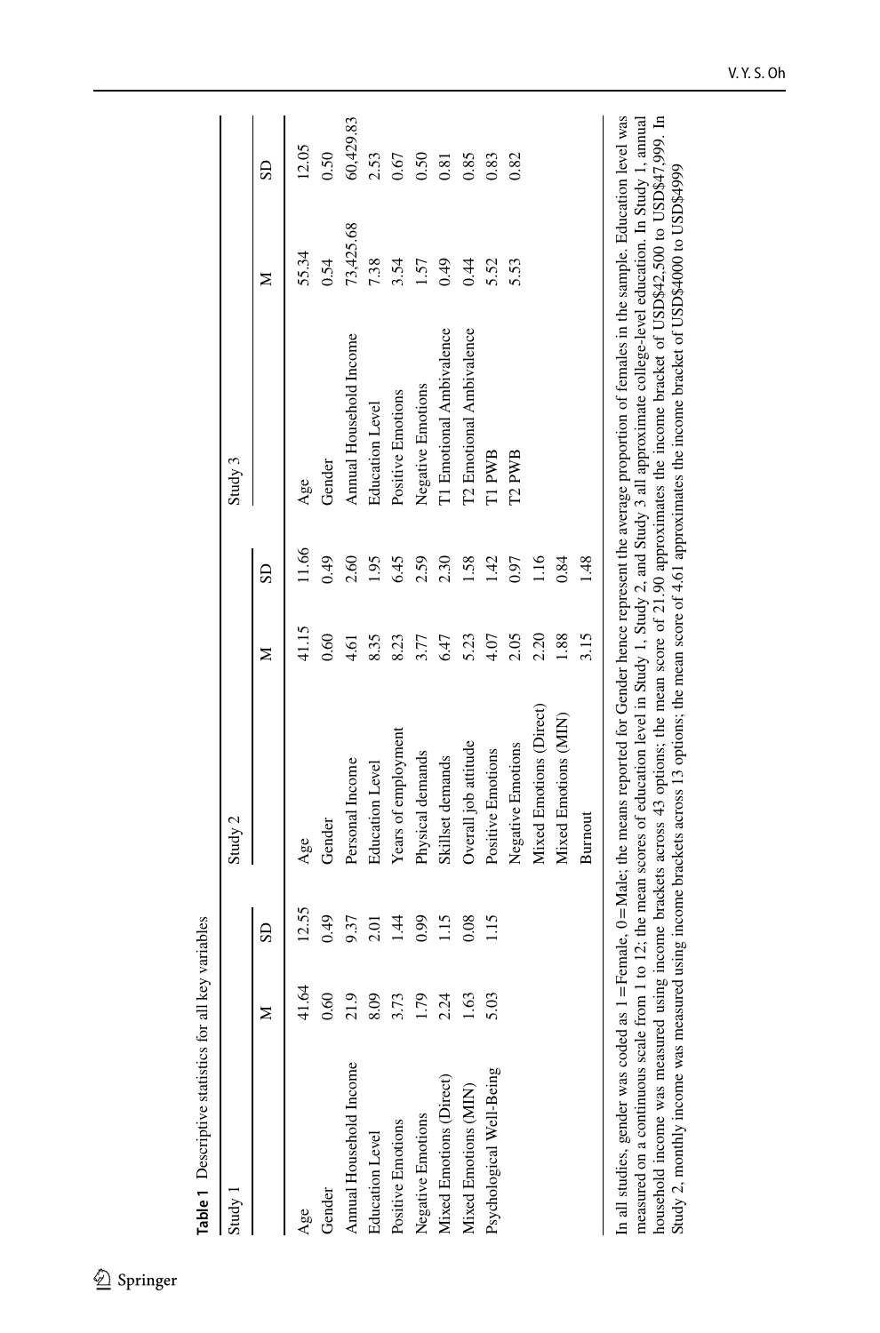**Table 1** Descriptive statistics for all key variables

| Study 1 | M | SD | Study 2 | M | SD | Study 3 | M | SD |
|---|---|---|---|---|---|---|---|---|
| Age | 41.64 | 12.55 | Age | 41.15 | 11.66 | Age | 55.34 | 12.05 |
| Gender | 0.60 | 0.49 | Gender | 0.60 | 0.49 | Gender | 0.54 | 0.50 |
| Annual Household Income | 21.9 | 9.37 | Personal Income | 4.61 | 2.60 | Annual Household Income | 73,425.68 | 60,429.83 |
| Education Level | 8.09 | 2.01 | Education Level | 8.35 | 1.95 | Education Level | 7.38 | 2.53 |
| Positive Emotions | 3.73 | 1.44 | Years of employment | 8.23 | 6.45 | Positive Emotions | 3.54 | 0.67 |
| Negative Emotions | 1.79 | 0.99 | Physical demands | 3.77 | 2.59 | Negative Emotions | 1.57 | 0.50 |
| Mixed Emotions (Direct) | 2.24 | 1.15 | Skillset demands | 6.47 | 2.30 | T1 Emotional Ambivalence | 0.49 | 0.81 |
| Mixed Emotions (MIN) | 1.63 | 0.08 | Overall job attitude | 5.23 | 1.58 | T2 Emotional Ambivalence | 0.44 | 0.85 |
| Psychological Well-Being | 5.03 | 1.15 | Positive Emotions | 4.07 | 1.42 | T1 PWB | 5.52 | 0.83 |
| | | | Negative Emotions | 2.05 | 0.97 | T2 PWB | 5.53 | 0.82 |
| | | | Mixed Emotions (Direct) | 2.20 | 1.16 | | | |
| | | | Mixed Emotions (MIN) | 1.88 | 0.84 | | | |
| | | | Burnout | 3.15 | 1.48 | | | |

In all studies, gender was coded as 1 = Female, 0 = Male; the means reported for Gender hence represent the average proportion of females in the sample. Education level was measured on a continuous scale from 1 to 12; the mean scores of education level in Study 1, Study 2, and Study 3 all approximate college-level education. In Study 1, annual household income was measured using income brackets across 43 options; the mean score of 21.90 approximates the income bracket of USD$42,500 to USD$47,999. In Study 2, monthly income was measured using income brackets across 13 options; the mean score of 4.61 approximates the income bracket of USD$4000 to USD$4999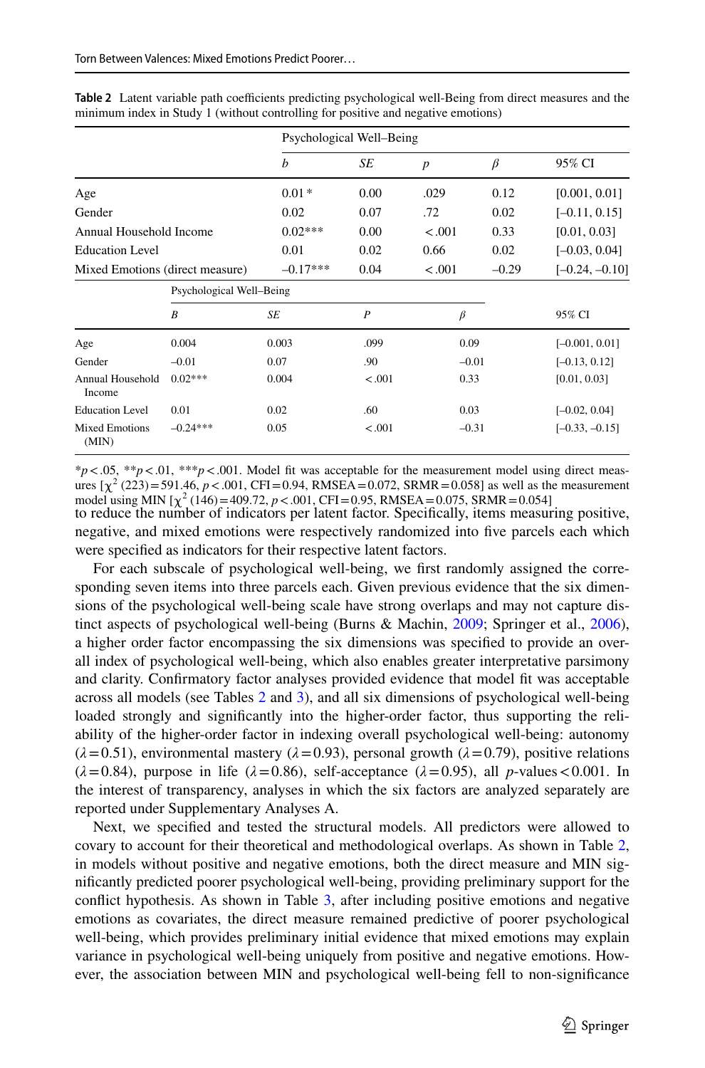**Table 2** Latent variable path coefficients predicting psychological well-Being from direct measures and the minimum index in Study 1 (without controlling for positive and negative emotions)

| | Psychological Well–Being | | | | |
|---|---|---|---|---|---|
| | *b* | *SE* | *p* | *β* | 95% CI |
| Age | 0.01 * | 0.00 | .029 | 0.12 | [0.001, 0.01] |
| Gender | 0.02 | 0.07 | .72 | 0.02 | [–0.11, 0.15] |
| Annual Household Income | 0.02*** | 0.00 | < .001 | 0.33 | [0.01, 0.03] |
| Education Level | 0.01 | 0.02 | 0.66 | 0.02 | [–0.03, 0.04] |
| Mixed Emotions (direct measure) | –0.17*** | 0.04 | < .001 | –0.29 | [–0.24, –0.10] |
| | *B* | *SE* | *P* | *β* | 95% CI |
| Age | 0.004 | 0.003 | .099 | 0.09 | [–0.001, 0.01] |
| Gender | –0.01 | 0.07 | .90 | –0.01 | [–0.13, 0.12] |
| Annual Household Income | 0.02*** | 0.004 | < .001 | 0.33 | [0.01, 0.03] |
| Education Level | 0.01 | 0.02 | .60 | 0.03 | [–0.02, 0.04] |
| Mixed Emotions (MIN) | –0.24*** | 0.05 | < .001 | –0.31 | [–0.33, –0.15] |

\**p* < .05, \*\**p* < .01, \*\*\**p* < .001. Model fit was acceptable for the measurement model using direct measures [$\chi^2$ (223) = 591.46, $p < .001$, CFI = 0.94, RMSEA = 0.072, SRMR = 0.058] as well as the measurement model using MIN [$\chi^2$ (146) = 409.72, $p < .001$, CFI = 0.95, RMSEA = 0.075, SRMR = 0.054]

to reduce the number of indicators per latent factor. Specifically, items measuring positive, negative, and mixed emotions were respectively randomized into five parcels each which were specified as indicators for their respective latent factors.

For each subscale of psychological well-being, we first randomly assigned the corresponding seven items into three parcels each. Given previous evidence that the six dimensions of the psychological well-being scale have strong overlaps and may not capture distinct aspects of psychological well-being (Burns & Machin, 2009; Springer et al., 2006), a higher order factor encompassing the six dimensions was specified to provide an overall index of psychological well-being, which also enables greater interpretative parsimony and clarity. Confirmatory factor analyses provided evidence that model fit was acceptable across all models (see Tables 2 and 3), and all six dimensions of psychological well-being loaded strongly and significantly into the higher-order factor, thus supporting the reliability of the higher-order factor in indexing overall psychological well-being: autonomy ($\lambda = 0.51$), environmental mastery ($\lambda = 0.93$), personal growth ($\lambda = 0.79$), positive relations ($\lambda = 0.84$), purpose in life ($\lambda = 0.86$), self-acceptance ($\lambda = 0.95$), all *p*-values < 0.001. In the interest of transparency, analyses in which the six factors are analyzed separately are reported under Supplementary Analyses A.

Next, we specified and tested the structural models. All predictors were allowed to covary to account for their theoretical and methodological overlaps. As shown in Table 2, in models without positive and negative emotions, both the direct measure and MIN significantly predicted poorer psychological well-being, providing preliminary support for the conflict hypothesis. As shown in Table 3, after including positive emotions and negative emotions as covariates, the direct measure remained predictive of poorer psychological well-being, which provides preliminary initial evidence that mixed emotions may explain variance in psychological well-being uniquely from positive and negative emotions. However, the association between MIN and psychological well-being fell to non-significance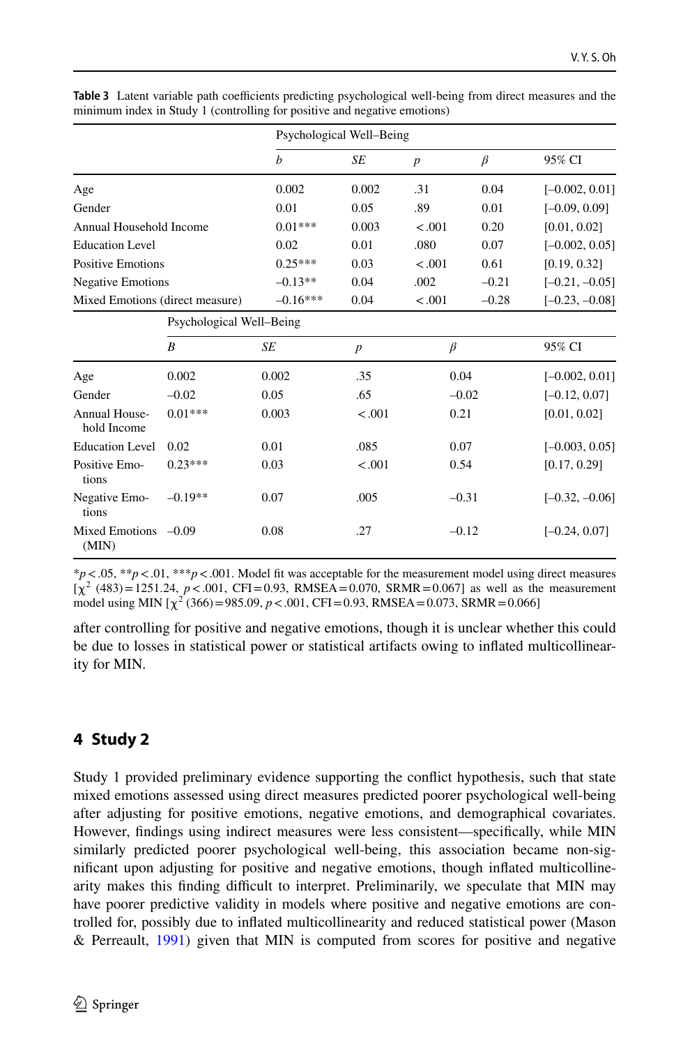**Table 3** Latent variable path coefficients predicting psychological well-being from direct measures and the minimum index in Study 1 (controlling for positive and negative emotions)

| | Psychological Well–Being | | | | |
|---|---|---|---|---|---|
| | *b* | *SE* | *p* | *β* | 95% CI |
| Age | 0.002 | 0.002 | .31 | 0.04 | [–0.002, 0.01] |
| Gender | 0.01 | 0.05 | .89 | 0.01 | [–0.09, 0.09] |
| Annual Household Income | 0.01*** | 0.003 | <.001 | 0.20 | [0.01, 0.02] |
| Education Level | 0.02 | 0.01 | .080 | 0.07 | [–0.002, 0.05] |
| Positive Emotions | 0.25*** | 0.03 | <.001 | 0.61 | [0.19, 0.32] |
| Negative Emotions | –0.13** | 0.04 | .002 | –0.21 | [–0.21, –0.05] |
| Mixed Emotions (direct measure) | –0.16*** | 0.04 | <.001 | –0.28 | [–0.23, –0.08] |

| | Psychological Well–Being | | | | |
|---|---|---|---|---|---|
| | *B* | *SE* | *p* | *β* | 95% CI |
| Age | 0.002 | 0.002 | .35 | 0.04 | [–0.002, 0.01] |
| Gender | –0.02 | 0.05 | .65 | –0.02 | [–0.12, 0.07] |
| Annual Household Income | 0.01*** | 0.003 | <.001 | 0.21 | [0.01, 0.02] |
| Education Level | 0.02 | 0.01 | .085 | 0.07 | [–0.003, 0.05] |
| Positive Emotions | 0.23*** | 0.03 | <.001 | 0.54 | [0.17, 0.29] |
| Negative Emotions | –0.19** | 0.07 | .005 | –0.31 | [–0.32, –0.06] |
| Mixed Emotions (MIN) | –0.09 | 0.08 | .27 | –0.12 | [–0.24, 0.07] |

*$p<.05$, **$p<.01$, ***$p<.001$. Model fit was acceptable for the measurement model using direct measures [$\chi^2$ (483) = 1251.24, $p<.001$, CFI = 0.93, RMSEA = 0.070, SRMR = 0.067] as well as the measurement model using MIN [$\chi^2$ (366) = 985.09, $p<.001$, CFI = 0.93, RMSEA = 0.073, SRMR = 0.066]

after controlling for positive and negative emotions, though it is unclear whether this could be due to losses in statistical power or statistical artifacts owing to inflated multicollinearity for MIN.

## 4 Study 2

Study 1 provided preliminary evidence supporting the conflict hypothesis, such that state mixed emotions assessed using direct measures predicted poorer psychological well-being after adjusting for positive emotions, negative emotions, and demographical covariates. However, findings using indirect measures were less consistent—specifically, while MIN similarly predicted poorer psychological well-being, this association became non-significant upon adjusting for positive and negative emotions, though inflated multicollinearity makes this finding difficult to interpret. Preliminarily, we speculate that MIN may have poorer predictive validity in models where positive and negative emotions are controlled for, possibly due to inflated multicollinearity and reduced statistical power (Mason & Perreault, 1991) given that MIN is computed from scores for positive and negative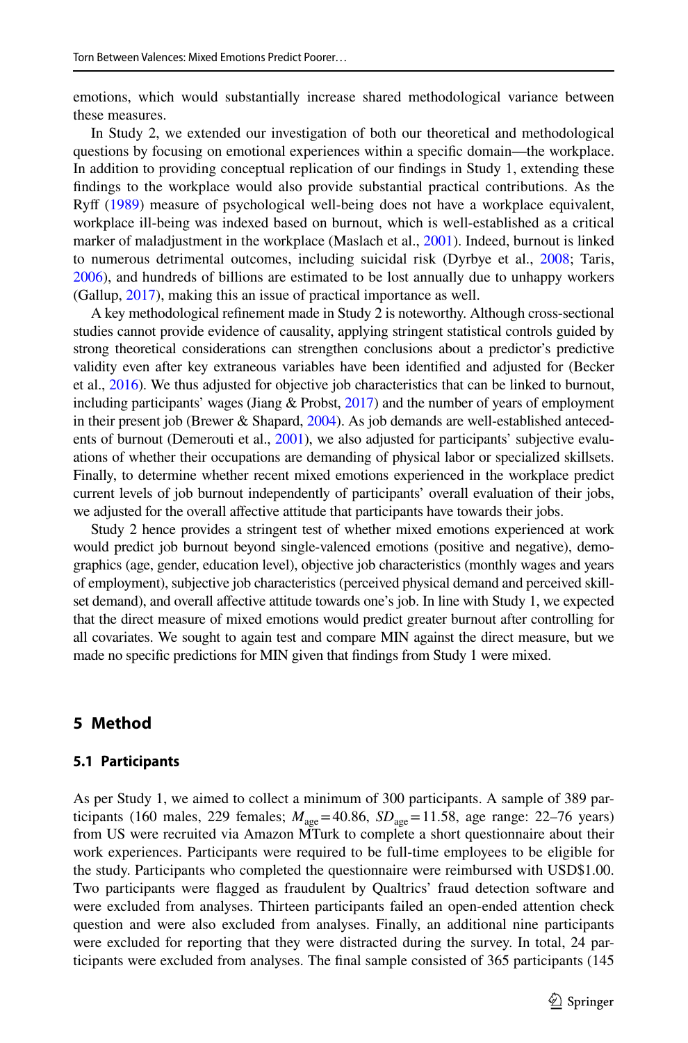emotions, which would substantially increase shared methodological variance between these measures.

In Study 2, we extended our investigation of both our theoretical and methodological questions by focusing on emotional experiences within a specific domain—the workplace. In addition to providing conceptual replication of our findings in Study 1, extending these findings to the workplace would also provide substantial practical contributions. As the Ryff (1989) measure of psychological well-being does not have a workplace equivalent, workplace ill-being was indexed based on burnout, which is well-established as a critical marker of maladjustment in the workplace (Maslach et al., 2001). Indeed, burnout is linked to numerous detrimental outcomes, including suicidal risk (Dyrbye et al., 2008; Taris, 2006), and hundreds of billions are estimated to be lost annually due to unhappy workers (Gallup, 2017), making this an issue of practical importance as well.

A key methodological refinement made in Study 2 is noteworthy. Although cross-sectional studies cannot provide evidence of causality, applying stringent statistical controls guided by strong theoretical considerations can strengthen conclusions about a predictor's predictive validity even after key extraneous variables have been identified and adjusted for (Becker et al., 2016). We thus adjusted for objective job characteristics that can be linked to burnout, including participants' wages (Jiang & Probst, 2017) and the number of years of employment in their present job (Brewer & Shapard, 2004). As job demands are well-established antecedents of burnout (Demerouti et al., 2001), we also adjusted for participants' subjective evaluations of whether their occupations are demanding of physical labor or specialized skillsets. Finally, to determine whether recent mixed emotions experienced in the workplace predict current levels of job burnout independently of participants' overall evaluation of their jobs, we adjusted for the overall affective attitude that participants have towards their jobs.

Study 2 hence provides a stringent test of whether mixed emotions experienced at work would predict job burnout beyond single-valenced emotions (positive and negative), demographics (age, gender, education level), objective job characteristics (monthly wages and years of employment), subjective job characteristics (perceived physical demand and perceived skillset demand), and overall affective attitude towards one's job. In line with Study 1, we expected that the direct measure of mixed emotions would predict greater burnout after controlling for all covariates. We sought to again test and compare MIN against the direct measure, but we made no specific predictions for MIN given that findings from Study 1 were mixed.

## 5 Method

### 5.1 Participants

As per Study 1, we aimed to collect a minimum of 300 participants. A sample of 389 participants (160 males, 229 females; $M_{age}=40.86$, $SD_{age}=11.58$, age range: 22–76 years) from US were recruited via Amazon MTurk to complete a short questionnaire about their work experiences. Participants were required to be full-time employees to be eligible for the study. Participants who completed the questionnaire were reimbursed with USD$1.00. Two participants were flagged as fraudulent by Qualtrics' fraud detection software and were excluded from analyses. Thirteen participants failed an open-ended attention check question and were also excluded from analyses. Finally, an additional nine participants were excluded for reporting that they were distracted during the survey. In total, 24 participants were excluded from analyses. The final sample consisted of 365 participants (145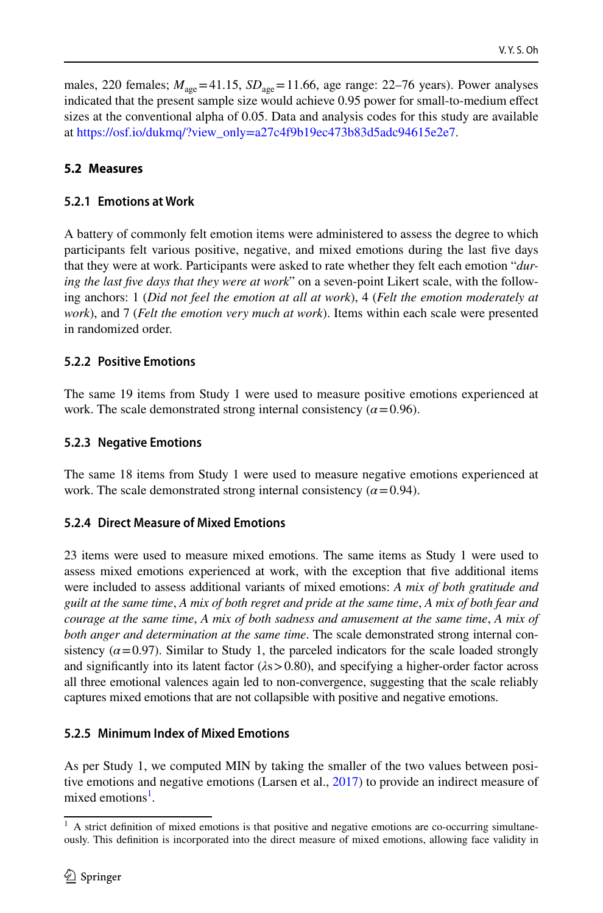males, 220 females; $M_{\text{age}} = 41.15$, $SD_{\text{age}} = 11.66$, age range: 22–76 years). Power analyses indicated that the present sample size would achieve 0.95 power for small-to-medium effect sizes at the conventional alpha of 0.05. Data and analysis codes for this study are available at https://osf.io/dukmq/?view_only=a27c4f9b19ec473b83d5adc94615e2e7.

## 5.2 Measures

### 5.2.1 Emotions at Work

A battery of commonly felt emotion items were administered to assess the degree to which participants felt various positive, negative, and mixed emotions during the last five days that they were at work. Participants were asked to rate whether they felt each emotion "*during the last five days that they were at work*" on a seven-point Likert scale, with the following anchors: 1 (*Did not feel the emotion at all at work*), 4 (*Felt the emotion moderately at work*), and 7 (*Felt the emotion very much at work*). Items within each scale were presented in randomized order.

### 5.2.2 Positive Emotions

The same 19 items from Study 1 were used to measure positive emotions experienced at work. The scale demonstrated strong internal consistency ($\alpha = 0.96$).

### 5.2.3 Negative Emotions

The same 18 items from Study 1 were used to measure negative emotions experienced at work. The scale demonstrated strong internal consistency ($\alpha = 0.94$).

### 5.2.4 Direct Measure of Mixed Emotions

23 items were used to measure mixed emotions. The same items as Study 1 were used to assess mixed emotions experienced at work, with the exception that five additional items were included to assess additional variants of mixed emotions: *A mix of both gratitude and guilt at the same time*, *A mix of both regret and pride at the same time*, *A mix of both fear and courage at the same time*, *A mix of both sadness and amusement at the same time*, *A mix of both anger and determination at the same time*. The scale demonstrated strong internal consistency ($\alpha = 0.97$). Similar to Study 1, the parceled indicators for the scale loaded strongly and significantly into its latent factor ($\lambda\text{s} > 0.80$), and specifying a higher-order factor across all three emotional valences again led to non-convergence, suggesting that the scale reliably captures mixed emotions that are not collapsible with positive and negative emotions.

### 5.2.5 Minimum Index of Mixed Emotions

As per Study 1, we computed MIN by taking the smaller of the two values between positive emotions and negative emotions (Larsen et al., 2017) to provide an indirect measure of mixed emotions[1].

---

[1] A strict definition of mixed emotions is that positive and negative emotions are co-occurring simultaneously. This definition is incorporated into the direct measure of mixed emotions, allowing face validity in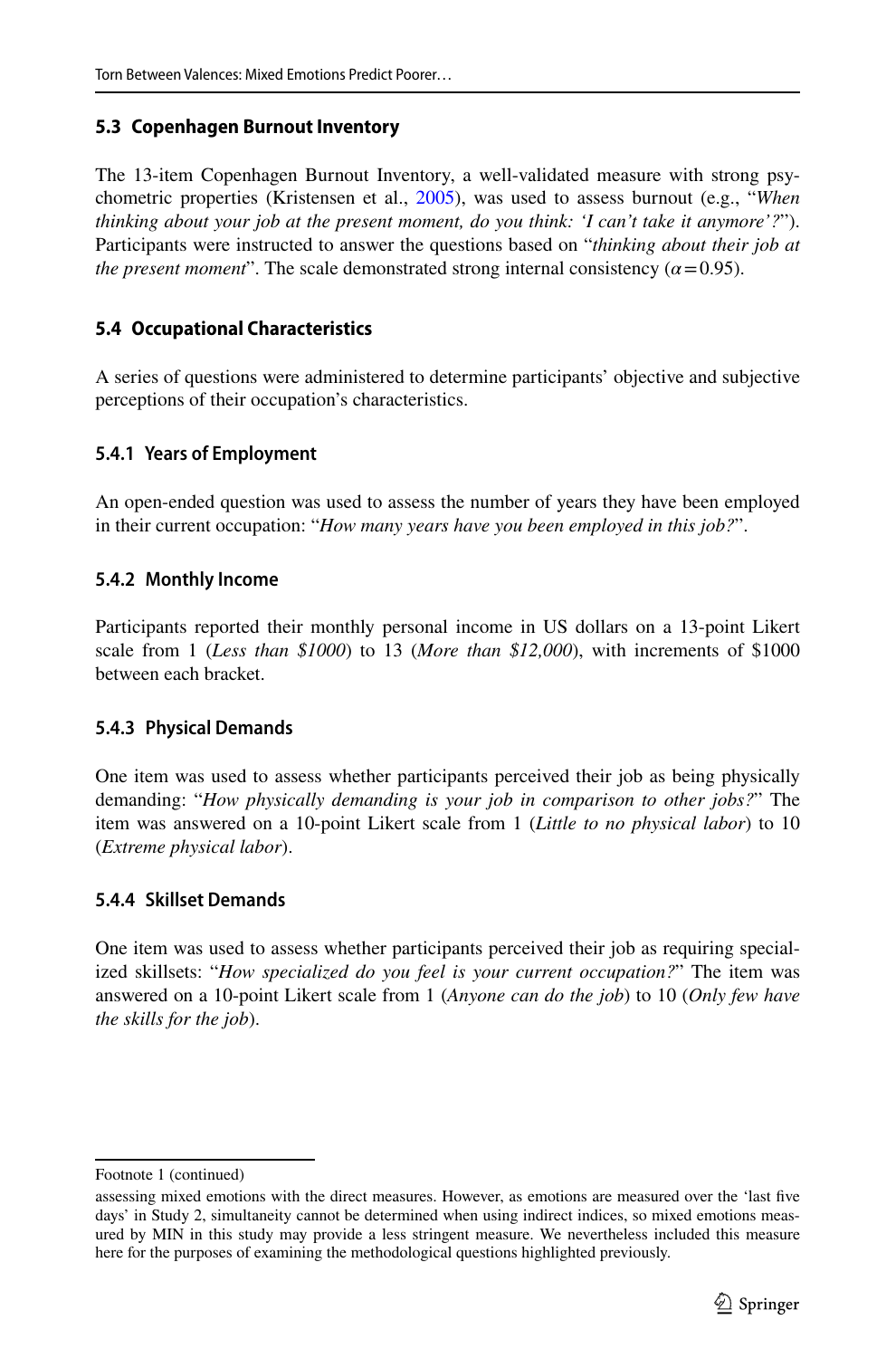### 5.3 Copenhagen Burnout Inventory

The 13-item Copenhagen Burnout Inventory, a well-validated measure with strong psychometric properties (Kristensen et al., 2005), was used to assess burnout (e.g., "*When thinking about your job at the present moment, do you think: 'I can't take it anymore'?*"). Participants were instructed to answer the questions based on "*thinking about their job at the present moment*". The scale demonstrated strong internal consistency ($\alpha = 0.95$).

### 5.4 Occupational Characteristics

A series of questions were administered to determine participants' objective and subjective perceptions of their occupation's characteristics.

#### 5.4.1 Years of Employment

An open-ended question was used to assess the number of years they have been employed in their current occupation: "*How many years have you been employed in this job?*".

#### 5.4.2 Monthly Income

Participants reported their monthly personal income in US dollars on a 13-point Likert scale from 1 (*Less than $1000*) to 13 (*More than $12,000*), with increments of $1000 between each bracket.

#### 5.4.3 Physical Demands

One item was used to assess whether participants perceived their job as being physically demanding: "*How physically demanding is your job in comparison to other jobs?*" The item was answered on a 10-point Likert scale from 1 (*Little to no physical labor*) to 10 (*Extreme physical labor*).

#### 5.4.4 Skillset Demands

One item was used to assess whether participants perceived their job as requiring specialized skillsets: "*How specialized do you feel is your current occupation?*" The item was answered on a 10-point Likert scale from 1 (*Anyone can do the job*) to 10 (*Only few have the skills for the job*).

---

Footnote 1 (continued)

assessing mixed emotions with the direct measures. However, as emotions are measured over the 'last five days' in Study 2, simultaneity cannot be determined when using indirect indices, so mixed emotions measured by MIN in this study may provide a less stringent measure. We nevertheless included this measure here for the purposes of examining the methodological questions highlighted previously.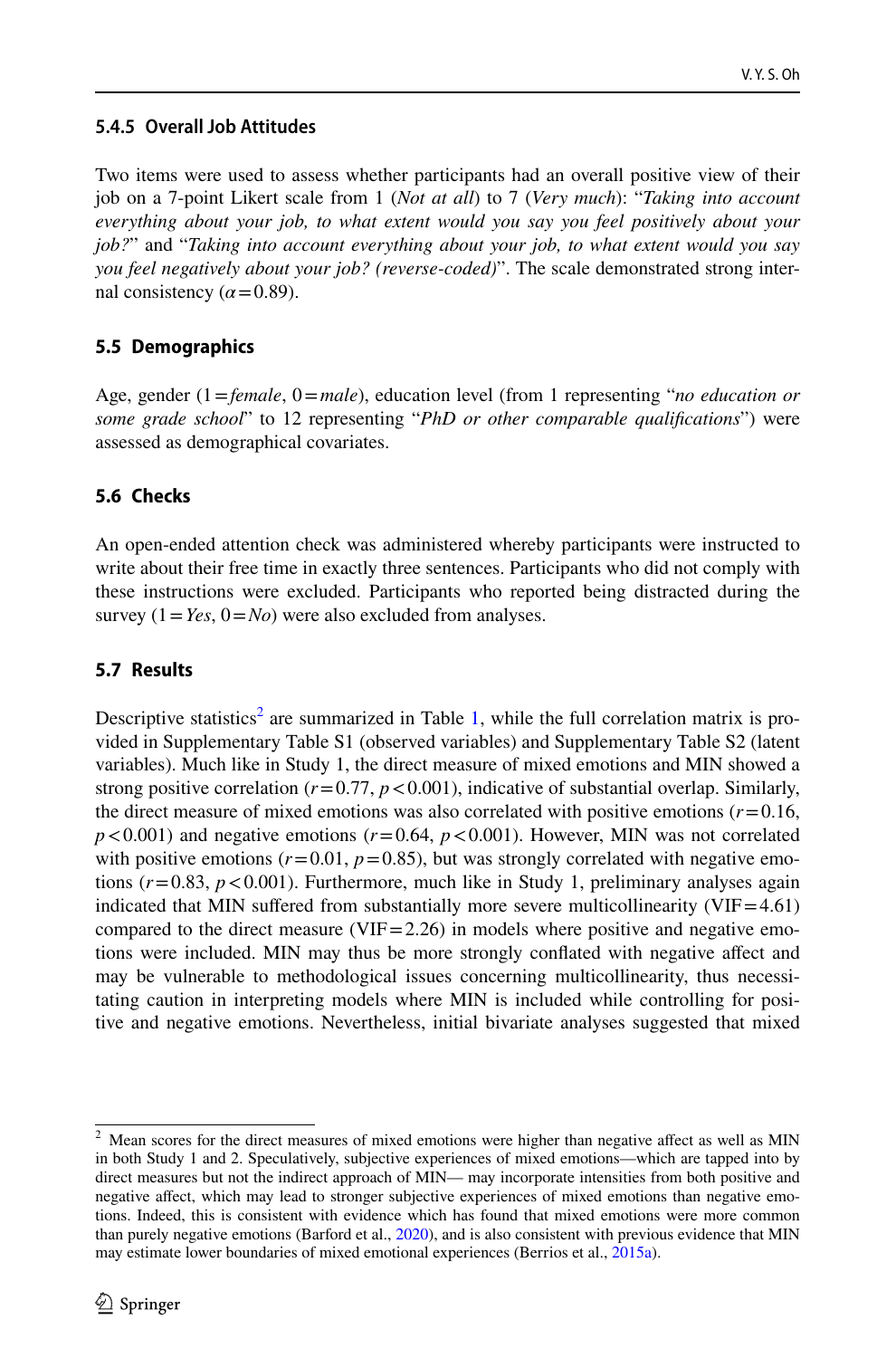#### 5.4.5 Overall Job Attitudes

Two items were used to assess whether participants had an overall positive view of their job on a 7-point Likert scale from 1 (*Not at all*) to 7 (*Very much*): "*Taking into account everything about your job, to what extent would you say you feel positively about your job?*" and "*Taking into account everything about your job, to what extent would you say you feel negatively about your job? (reverse-coded)*". The scale demonstrated strong internal consistency ($\alpha = 0.89$).

### 5.5 Demographics

Age, gender (1 = *female*, 0 = *male*), education level (from 1 representing "*no education or some grade school*" to 12 representing "*PhD or other comparable qualifications*") were assessed as demographical covariates.

### 5.6 Checks

An open-ended attention check was administered whereby participants were instructed to write about their free time in exactly three sentences. Participants who did not comply with these instructions were excluded. Participants who reported being distracted during the survey (1 = *Yes*, 0 = *No*) were also excluded from analyses.

### 5.7 Results

Descriptive statistics[2] are summarized in Table 1, while the full correlation matrix is provided in Supplementary Table S1 (observed variables) and Supplementary Table S2 (latent variables). Much like in Study 1, the direct measure of mixed emotions and MIN showed a strong positive correlation ($r = 0.77$, $p < 0.001$), indicative of substantial overlap. Similarly, the direct measure of mixed emotions was also correlated with positive emotions ($r = 0.16$, $p < 0.001$) and negative emotions ($r = 0.64$, $p < 0.001$). However, MIN was not correlated with positive emotions ($r = 0.01$, $p = 0.85$), but was strongly correlated with negative emotions ($r = 0.83$, $p < 0.001$). Furthermore, much like in Study 1, preliminary analyses again indicated that MIN suffered from substantially more severe multicollinearity (VIF = 4.61) compared to the direct measure (VIF = 2.26) in models where positive and negative emotions were included. MIN may thus be more strongly conflated with negative affect and may be vulnerable to methodological issues concerning multicollinearity, thus necessitating caution in interpreting models where MIN is included while controlling for positive and negative emotions. Nevertheless, initial bivariate analyses suggested that mixed

---

[2] Mean scores for the direct measures of mixed emotions were higher than negative affect as well as MIN in both Study 1 and 2. Speculatively, subjective experiences of mixed emotions—which are tapped into by direct measures but not the indirect approach of MIN— may incorporate intensities from both positive and negative affect, which may lead to stronger subjective experiences of mixed emotions than negative emotions. Indeed, this is consistent with evidence which has found that mixed emotions were more common than purely negative emotions (Barford et al., 2020), and is also consistent with previous evidence that MIN may estimate lower boundaries of mixed emotional experiences (Berrios et al., 2015a).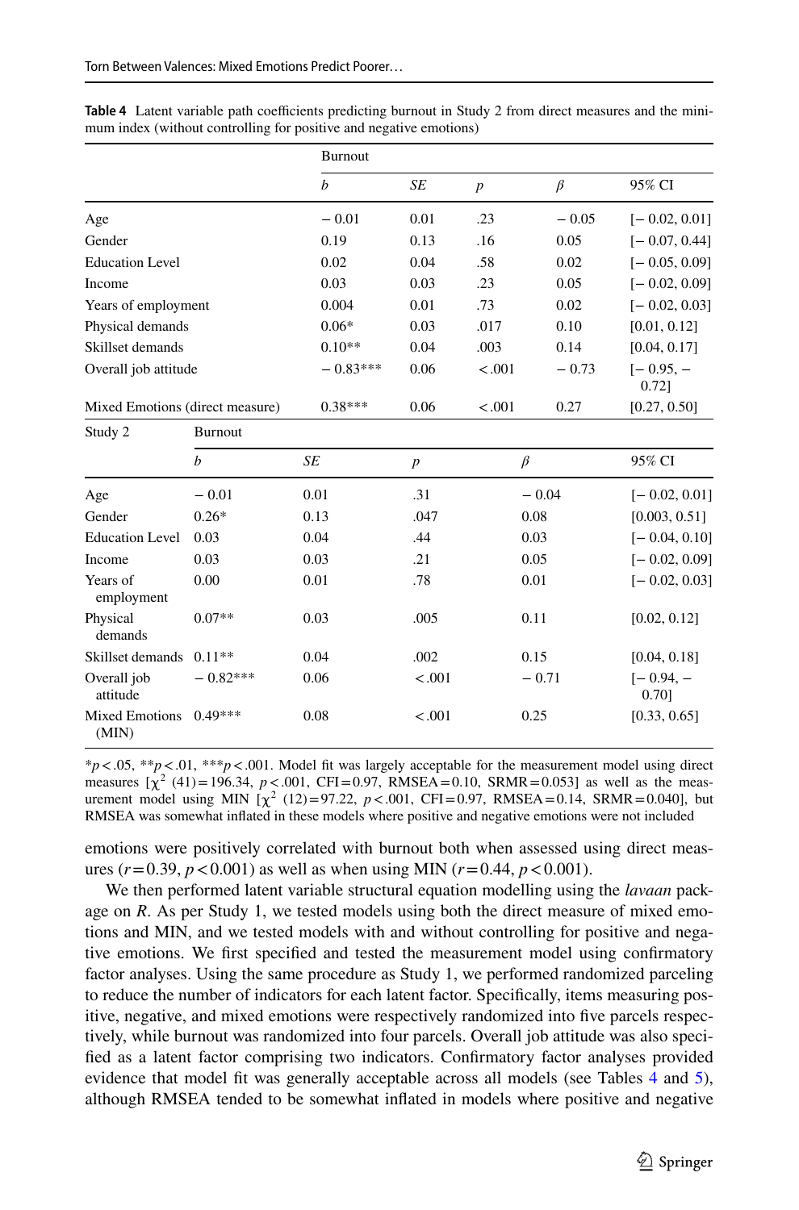**Table 4** Latent variable path coefficients predicting burnout in Study 2 from direct measures and the minimum index (without controlling for positive and negative emotions)

| | Burnout | | | | |
|---|---|---|---|---|---|
| | *b* | *SE* | *p* | *β* | 95% CI |
| Age | − 0.01 | 0.01 | .23 | − 0.05 | [− 0.02, 0.01] |
| Gender | 0.19 | 0.13 | .16 | 0.05 | [− 0.07, 0.44] |
| Education Level | 0.02 | 0.04 | .58 | 0.02 | [− 0.05, 0.09] |
| Income | 0.03 | 0.03 | .23 | 0.05 | [− 0.02, 0.09] |
| Years of employment | 0.004 | 0.01 | .73 | 0.02 | [− 0.02, 0.03] |
| Physical demands | 0.06* | 0.03 | .017 | 0.10 | [0.01, 0.12] |
| Skillset demands | 0.10** | 0.04 | .003 | 0.14 | [0.04, 0.17] |
| Overall job attitude | − 0.83*** | 0.06 | <.001 | − 0.73 | [− 0.95, − 0.72] |
| Mixed Emotions (direct measure) | 0.38*** | 0.06 | <.001 | 0.27 | [0.27, 0.50] |
| Study 2 | Burnout | | | | |
| | *b* | *SE* | *p* | *β* | 95% CI |
| Age | − 0.01 | 0.01 | .31 | − 0.04 | [− 0.02, 0.01] |
| Gender | 0.26* | 0.13 | .047 | 0.08 | [0.003, 0.51] |
| Education Level | 0.03 | 0.04 | .44 | 0.03 | [− 0.04, 0.10] |
| Income | 0.03 | 0.03 | .21 | 0.05 | [− 0.02, 0.09] |
| Years of employment | 0.00 | 0.01 | .78 | 0.01 | [− 0.02, 0.03] |
| Physical demands | 0.07** | 0.03 | .005 | 0.11 | [0.02, 0.12] |
| Skillset demands | 0.11** | 0.04 | .002 | 0.15 | [0.04, 0.18] |
| Overall job attitude | − 0.82*** | 0.06 | <.001 | − 0.71 | [− 0.94, − 0.70] |
| Mixed Emotions (MIN) | 0.49*** | 0.08 | <.001 | 0.25 | [0.33, 0.65] |

$^{*}p<.05$, $^{**}p<.01$, $^{***}p<.001$. Model fit was largely acceptable for the measurement model using direct measures [$\chi^2$ (41) = 196.34, $p<.001$, CFI = 0.97, RMSEA = 0.10, SRMR = 0.053] as well as the measurement model using MIN [$\chi^2$ (12) = 97.22, $p<.001$, CFI = 0.97, RMSEA = 0.14, SRMR = 0.040], but RMSEA was somewhat inflated in these models where positive and negative emotions were not included

emotions were positively correlated with burnout both when assessed using direct measures ($r = 0.39$, $p < 0.001$) as well as when using MIN ($r = 0.44$, $p < 0.001$).

We then performed latent variable structural equation modelling using the *lavaan* package on *R*. As per Study 1, we tested models using both the direct measure of mixed emotions and MIN, and we tested models with and without controlling for positive and negative emotions. We first specified and tested the measurement model using confirmatory factor analyses. Using the same procedure as Study 1, we performed randomized parceling to reduce the number of indicators for each latent factor. Specifically, items measuring positive, negative, and mixed emotions were respectively randomized into five parcels respectively, while burnout was randomized into four parcels. Overall job attitude was also specified as a latent factor comprising two indicators. Confirmatory factor analyses provided evidence that model fit was generally acceptable across all models (see Tables 4 and 5), although RMSEA tended to be somewhat inflated in models where positive and negative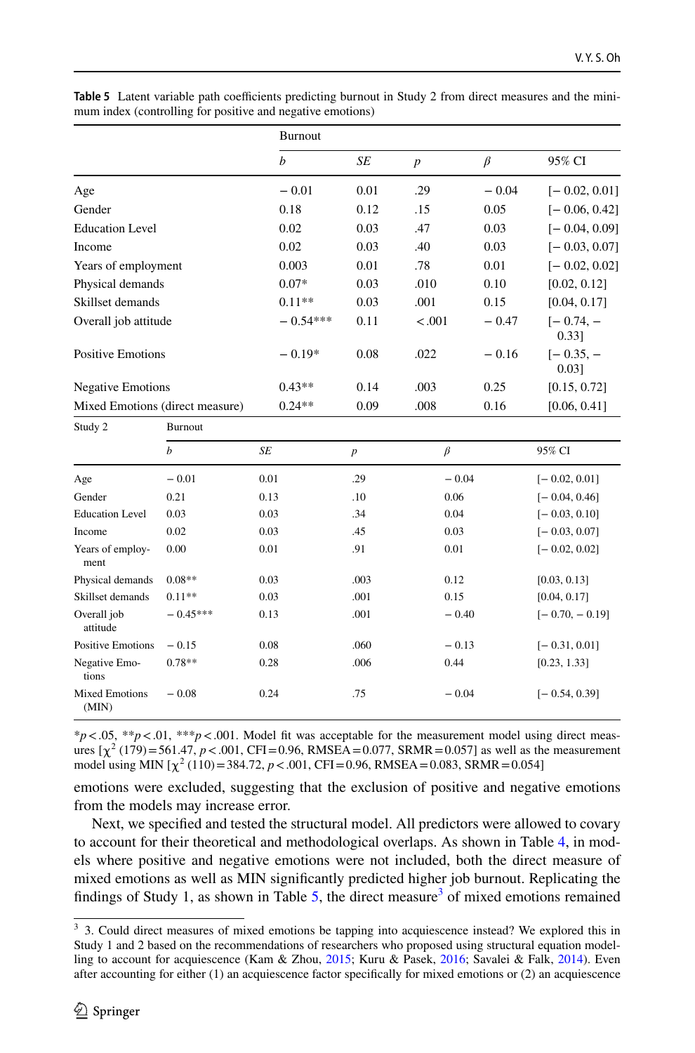**Table 5** Latent variable path coefficients predicting burnout in Study 2 from direct measures and the minimum index (controlling for positive and negative emotions)

| | Burnout | | | | |
|---|---|---|---|---|---|
| | *b* | *SE* | *p* | *β* | 95% CI |
| Age | − 0.01 | 0.01 | .29 | − 0.04 | [− 0.02, 0.01] |
| Gender | 0.18 | 0.12 | .15 | 0.05 | [− 0.06, 0.42] |
| Education Level | 0.02 | 0.03 | .47 | 0.03 | [− 0.04, 0.09] |
| Income | 0.02 | 0.03 | .40 | 0.03 | [− 0.03, 0.07] |
| Years of employment | 0.003 | 0.01 | .78 | 0.01 | [− 0.02, 0.02] |
| Physical demands | 0.07* | 0.03 | .010 | 0.10 | [0.02, 0.12] |
| Skillset demands | 0.11** | 0.03 | .001 | 0.15 | [0.04, 0.17] |
| Overall job attitude | − 0.54*** | 0.11 | < .001 | − 0.47 | [− 0.74, − 0.33] |
| Positive Emotions | − 0.19* | 0.08 | .022 | − 0.16 | [− 0.35, − 0.03] |
| Negative Emotions | 0.43** | 0.14 | .003 | 0.25 | [0.15, 0.72] |
| Mixed Emotions (direct measure) | 0.24** | 0.09 | .008 | 0.16 | [0.06, 0.41] |

| Study 2 | Burnout | | | | |
|---|---|---|---|---|---|
| | *b* | *SE* | *p* | *β* | 95% CI |
| Age | − 0.01 | 0.01 | .29 | − 0.04 | [− 0.02, 0.01] |
| Gender | 0.21 | 0.13 | .10 | 0.06 | [− 0.04, 0.46] |
| Education Level | 0.03 | 0.03 | .34 | 0.04 | [− 0.03, 0.10] |
| Income | 0.02 | 0.03 | .45 | 0.03 | [− 0.03, 0.07] |
| Years of employment | 0.00 | 0.01 | .91 | 0.01 | [− 0.02, 0.02] |
| Physical demands | 0.08** | 0.03 | .003 | 0.12 | [0.03, 0.13] |
| Skillset demands | 0.11** | 0.03 | .001 | 0.15 | [0.04, 0.17] |
| Overall job attitude | − 0.45*** | 0.13 | .001 | − 0.40 | [− 0.70, − 0.19] |
| Positive Emotions | − 0.15 | 0.08 | .060 | − 0.13 | [− 0.31, 0.01] |
| Negative Emotions | 0.78** | 0.28 | .006 | 0.44 | [0.23, 1.33] |
| Mixed Emotions (MIN) | − 0.08 | 0.24 | .75 | − 0.04 | [− 0.54, 0.39] |

*$p < .05$, **$p < .01$, ***$p < .001$. Model fit was acceptable for the measurement model using direct measures [$\chi^2$ (179) = 561.47, $p < .001$, CFI = 0.96, RMSEA = 0.077, SRMR = 0.057] as well as the measurement model using MIN [$\chi^2$ (110) = 384.72, $p < .001$, CFI = 0.96, RMSEA = 0.083, SRMR = 0.054]

emotions were excluded, suggesting that the exclusion of positive and negative emotions from the models may increase error.

Next, we specified and tested the structural model. All predictors were allowed to covary to account for their theoretical and methodological overlaps. As shown in Table 4, in models where positive and negative emotions were not included, both the direct measure of mixed emotions as well as MIN significantly predicted higher job burnout. Replicating the findings of Study 1, as shown in Table 5, the direct measure[3] of mixed emotions remained

[3] 3. Could direct measures of mixed emotions be tapping into acquiescence instead? We explored this in Study 1 and 2 based on the recommendations of researchers who proposed using structural equation modelling to account for acquiescence (Kam & Zhou, 2015; Kuru & Pasek, 2016; Savalei & Falk, 2014). Even after accounting for either (1) an acquiescence factor specifically for mixed emotions or (2) an acquiescence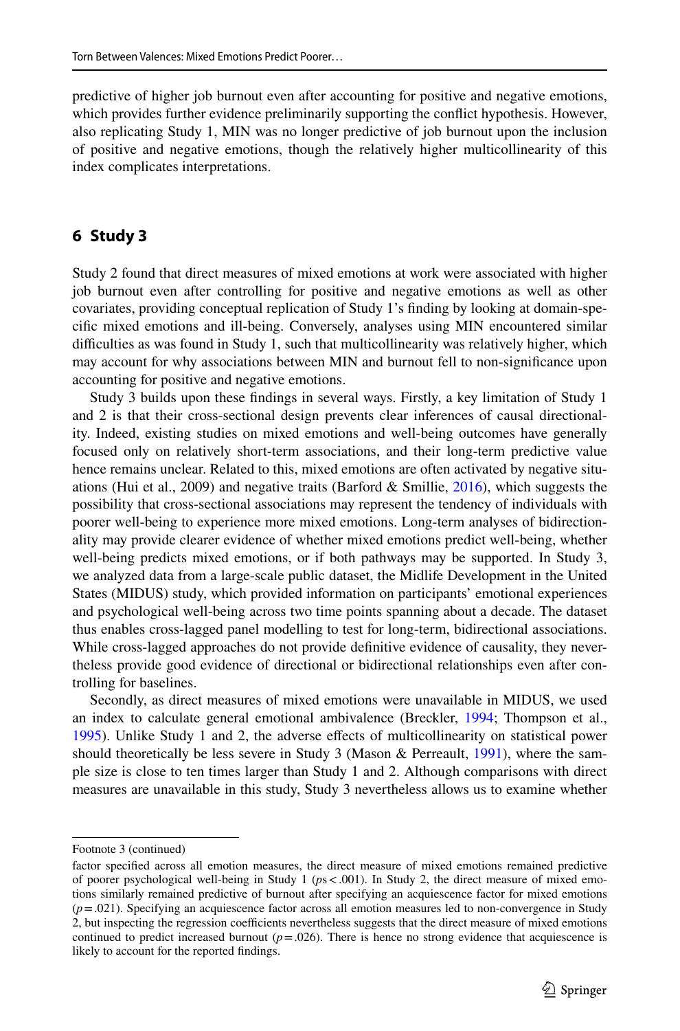predictive of higher job burnout even after accounting for positive and negative emotions, which provides further evidence preliminarily supporting the conflict hypothesis. However, also replicating Study 1, MIN was no longer predictive of job burnout upon the inclusion of positive and negative emotions, though the relatively higher multicollinearity of this index complicates interpretations.

## 6 Study 3

Study 2 found that direct measures of mixed emotions at work were associated with higher job burnout even after controlling for positive and negative emotions as well as other covariates, providing conceptual replication of Study 1's finding by looking at domain-specific mixed emotions and ill-being. Conversely, analyses using MIN encountered similar difficulties as was found in Study 1, such that multicollinearity was relatively higher, which may account for why associations between MIN and burnout fell to non-significance upon accounting for positive and negative emotions.

Study 3 builds upon these findings in several ways. Firstly, a key limitation of Study 1 and 2 is that their cross-sectional design prevents clear inferences of causal directionality. Indeed, existing studies on mixed emotions and well-being outcomes have generally focused only on relatively short-term associations, and their long-term predictive value hence remains unclear. Related to this, mixed emotions are often activated by negative situations (Hui et al., 2009) and negative traits (Barford & Smillie, 2016), which suggests the possibility that cross-sectional associations may represent the tendency of individuals with poorer well-being to experience more mixed emotions. Long-term analyses of bidirectionality may provide clearer evidence of whether mixed emotions predict well-being, whether well-being predicts mixed emotions, or if both pathways may be supported. In Study 3, we analyzed data from a large-scale public dataset, the Midlife Development in the United States (MIDUS) study, which provided information on participants' emotional experiences and psychological well-being across two time points spanning about a decade. The dataset thus enables cross-lagged panel modelling to test for long-term, bidirectional associations. While cross-lagged approaches do not provide definitive evidence of causality, they nevertheless provide good evidence of directional or bidirectional relationships even after controlling for baselines.

Secondly, as direct measures of mixed emotions were unavailable in MIDUS, we used an index to calculate general emotional ambivalence (Breckler, 1994; Thompson et al., 1995). Unlike Study 1 and 2, the adverse effects of multicollinearity on statistical power should theoretically be less severe in Study 3 (Mason & Perreault, 1991), where the sample size is close to ten times larger than Study 1 and 2. Although comparisons with direct measures are unavailable in this study, Study 3 nevertheless allows us to examine whether

---

Footnote 3 (continued)

factor specified across all emotion measures, the direct measure of mixed emotions remained predictive of poorer psychological well-being in Study 1 ($ps < .001$). In Study 2, the direct measure of mixed emotions similarly remained predictive of burnout after specifying an acquiescence factor for mixed emotions ($p = .021$). Specifying an acquiescence factor across all emotion measures led to non-convergence in Study 2, but inspecting the regression coefficients nevertheless suggests that the direct measure of mixed emotions continued to predict increased burnout ($p = .026$). There is hence no strong evidence that acquiescence is likely to account for the reported findings.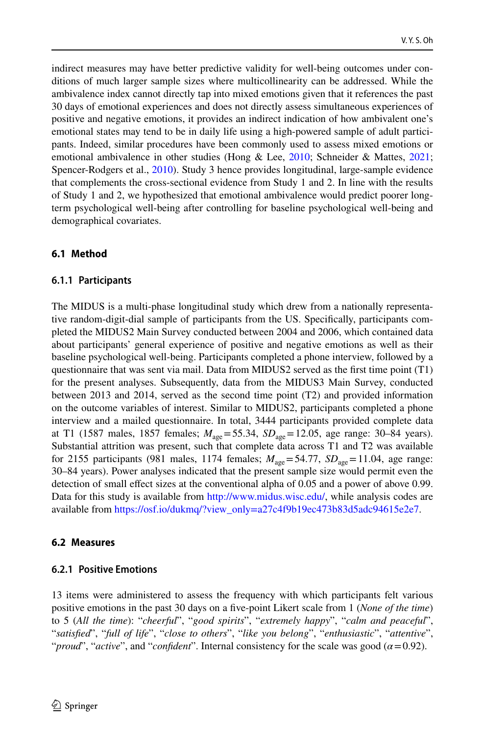indirect measures may have better predictive validity for well-being outcomes under conditions of much larger sample sizes where multicollinearity can be addressed. While the ambivalence index cannot directly tap into mixed emotions given that it references the past 30 days of emotional experiences and does not directly assess simultaneous experiences of positive and negative emotions, it provides an indirect indication of how ambivalent one's emotional states may tend to be in daily life using a high-powered sample of adult participants. Indeed, similar procedures have been commonly used to assess mixed emotions or emotional ambivalence in other studies (Hong & Lee, 2010; Schneider & Mattes, 2021; Spencer-Rodgers et al., 2010). Study 3 hence provides longitudinal, large-sample evidence that complements the cross-sectional evidence from Study 1 and 2. In line with the results of Study 1 and 2, we hypothesized that emotional ambivalence would predict poorer long-term psychological well-being after controlling for baseline psychological well-being and demographical covariates.

## 6.1 Method

### 6.1.1 Participants

The MIDUS is a multi-phase longitudinal study which drew from a nationally representative random-digit-dial sample of participants from the US. Specifically, participants completed the MIDUS2 Main Survey conducted between 2004 and 2006, which contained data about participants' general experience of positive and negative emotions as well as their baseline psychological well-being. Participants completed a phone interview, followed by a questionnaire that was sent via mail. Data from MIDUS2 served as the first time point (T1) for the present analyses. Subsequently, data from the MIDUS3 Main Survey, conducted between 2013 and 2014, served as the second time point (T2) and provided information on the outcome variables of interest. Similar to MIDUS2, participants completed a phone interview and a mailed questionnaire. In total, 3444 participants provided complete data at T1 (1587 males, 1857 females; $M_{age} = 55.34$, $SD_{age} = 12.05$, age range: 30–84 years). Substantial attrition was present, such that complete data across T1 and T2 was available for 2155 participants (981 males, 1174 females; $M_{age} = 54.77$, $SD_{age} = 11.04$, age range: 30–84 years). Power analyses indicated that the present sample size would permit even the detection of small effect sizes at the conventional alpha of 0.05 and a power of above 0.99. Data for this study is available from http://www.midus.wisc.edu/, while analysis codes are available from https://osf.io/dukmq/?view_only=a27c4f9b19ec473b83d5adc94615e2e7.

## 6.2 Measures

### 6.2.1 Positive Emotions

13 items were administered to assess the frequency with which participants felt various positive emotions in the past 30 days on a five-point Likert scale from 1 (*None of the time*) to 5 (*All the time*): "*cheerful*", "*good spirits*", "*extremely happy*", "*calm and peaceful*", "*satisfied*", "*full of life*", "*close to others*", "*like you belong*", "*enthusiastic*", "*attentive*", "*proud*", "*active*", and "*confident*". Internal consistency for the scale was good ($\alpha = 0.92$).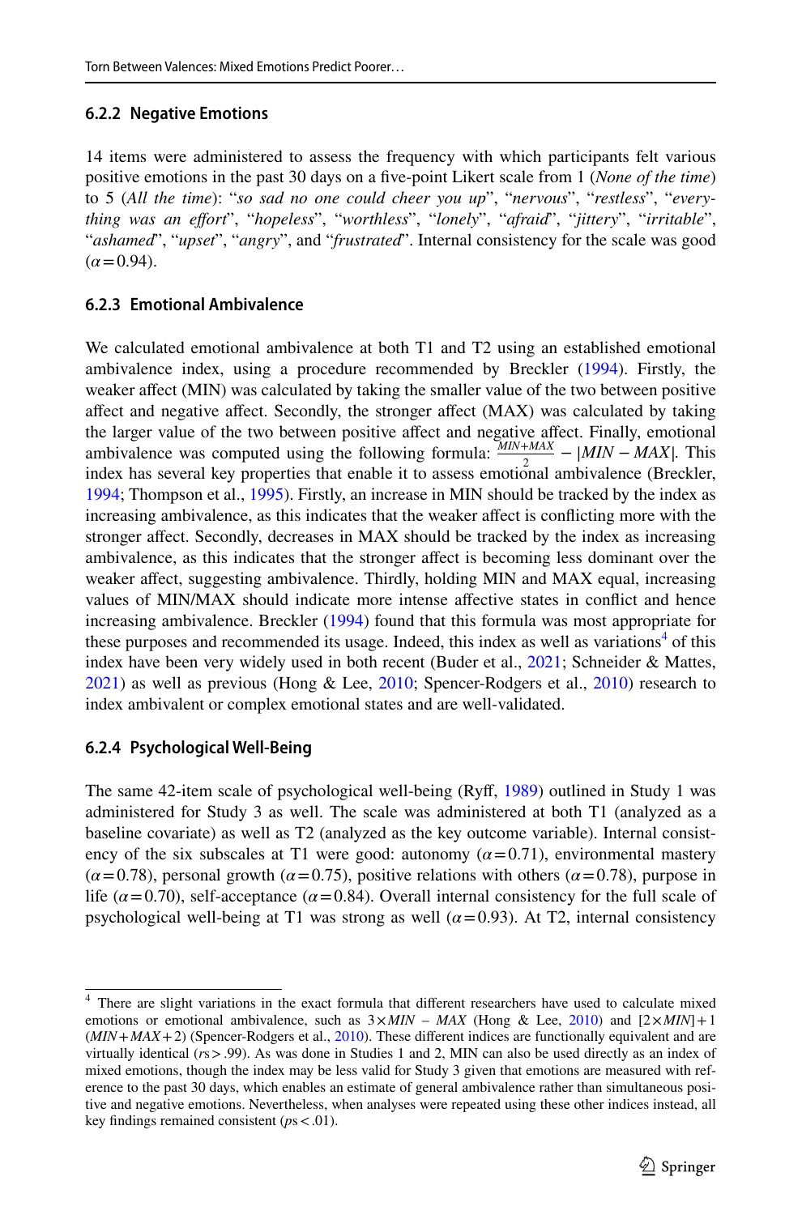#### 6.2.2 Negative Emotions

14 items were administered to assess the frequency with which participants felt various positive emotions in the past 30 days on a five-point Likert scale from 1 (*None of the time*) to 5 (*All the time*): "*so sad no one could cheer you up*", "*nervous*", "*restless*", "*everything was an effort*", "*hopeless*", "*worthless*", "*lonely*", "*afraid*", "*jittery*", "*irritable*", "*ashamed*", "*upset*", "*angry*", and "*frustrated*". Internal consistency for the scale was good ($\alpha = 0.94$).

#### 6.2.3 Emotional Ambivalence

We calculated emotional ambivalence at both T1 and T2 using an established emotional ambivalence index, using a procedure recommended by Breckler (1994). Firstly, the weaker affect (MIN) was calculated by taking the smaller value of the two between positive affect and negative affect. Secondly, the stronger affect (MAX) was calculated by taking the larger value of the two between positive affect and negative affect. Finally, emotional ambivalence was computed using the following formula: $\frac{MIN+MAX}{2} - |MIN - MAX|$. This index has several key properties that enable it to assess emotional ambivalence (Breckler, 1994; Thompson et al., 1995). Firstly, an increase in MIN should be tracked by the index as increasing ambivalence, as this indicates that the weaker affect is conflicting more with the stronger affect. Secondly, decreases in MAX should be tracked by the index as increasing ambivalence, as this indicates that the stronger affect is becoming less dominant over the weaker affect, suggesting ambivalence. Thirdly, holding MIN and MAX equal, increasing values of MIN/MAX should indicate more intense affective states in conflict and hence increasing ambivalence. Breckler (1994) found that this formula was most appropriate for these purposes and recommended its usage. Indeed, this index as well as variations[4] of this index have been very widely used in both recent (Buder et al., 2021; Schneider & Mattes, 2021) as well as previous (Hong & Lee, 2010; Spencer-Rodgers et al., 2010) research to index ambivalent or complex emotional states and are well-validated.

#### 6.2.4 Psychological Well-Being

The same 42-item scale of psychological well-being (Ryff, 1989) outlined in Study 1 was administered for Study 3 as well. The scale was administered at both T1 (analyzed as a baseline covariate) as well as T2 (analyzed as the key outcome variable). Internal consistency of the six subscales at T1 were good: autonomy ($\alpha = 0.71$), environmental mastery ($\alpha = 0.78$), personal growth ($\alpha = 0.75$), positive relations with others ($\alpha = 0.78$), purpose in life ($\alpha = 0.70$), self-acceptance ($\alpha = 0.84$). Overall internal consistency for the full scale of psychological well-being at T1 was strong as well ($\alpha = 0.93$). At T2, internal consistency

---

[4] There are slight variations in the exact formula that different researchers have used to calculate mixed emotions or emotional ambivalence, such as $3 \times MIN - MAX$ (Hong & Lee, 2010) and $[2 \times MIN] + 1$ $(MIN + MAX + 2)$ (Spencer-Rodgers et al., 2010). These different indices are functionally equivalent and are virtually identical ($rs > .99$). As was done in Studies 1 and 2, MIN can also be used directly as an index of mixed emotions, though the index may be less valid for Study 3 given that emotions are measured with reference to the past 30 days, which enables an estimate of general ambivalence rather than simultaneous positive and negative emotions. Nevertheless, when analyses were repeated using these other indices instead, all key findings remained consistent ($ps < .01$).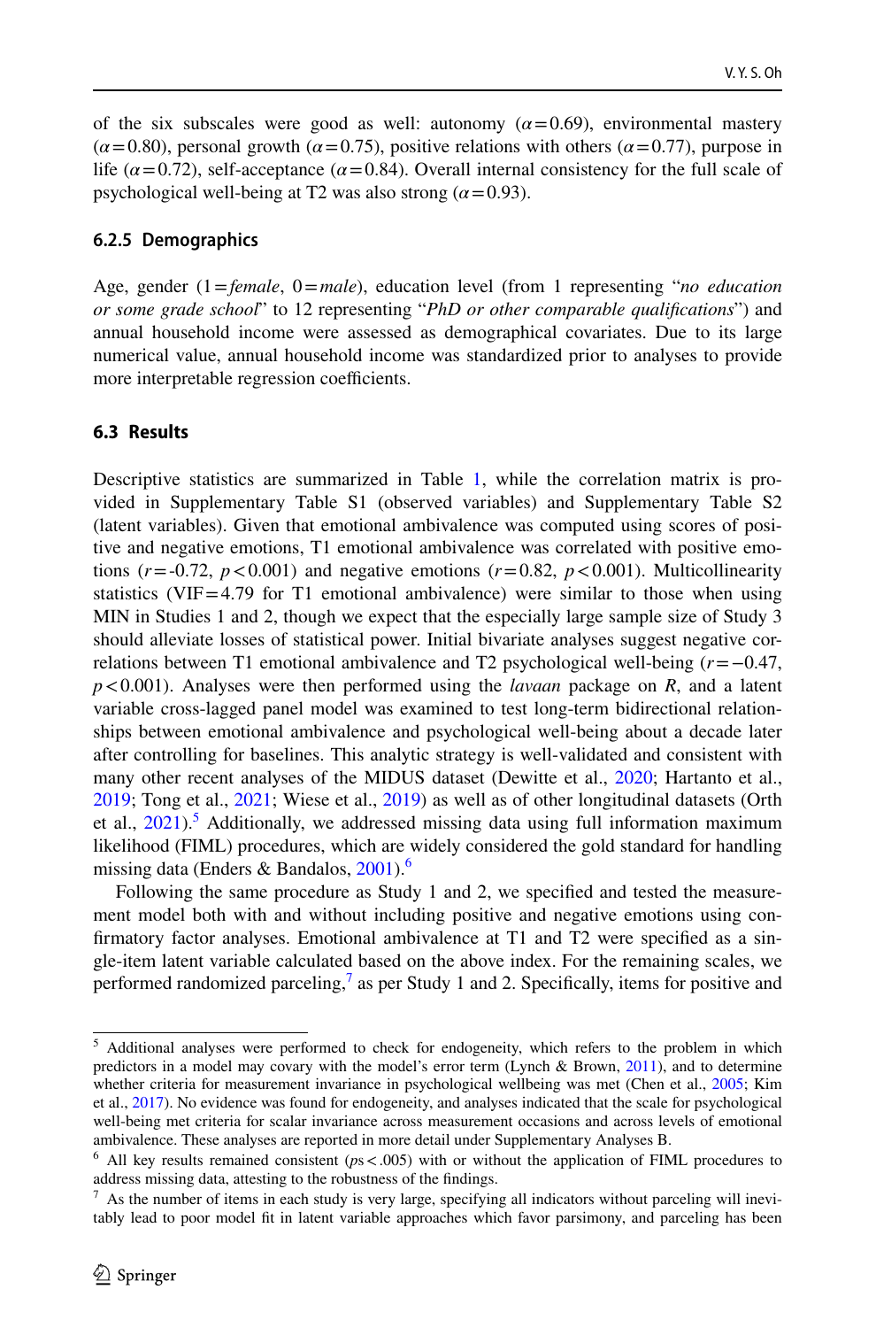of the six subscales were good as well: autonomy ($\alpha = 0.69$), environmental mastery ($\alpha = 0.80$), personal growth ($\alpha = 0.75$), positive relations with others ($\alpha = 0.77$), purpose in life ($\alpha = 0.72$), self-acceptance ($\alpha = 0.84$). Overall internal consistency for the full scale of psychological well-being at T2 was also strong ($\alpha = 0.93$).

### 6.2.5 Demographics

Age, gender (1 = *female*, 0 = *male*), education level (from 1 representing "*no education or some grade school*" to 12 representing "*PhD or other comparable qualifications*") and annual household income were assessed as demographical covariates. Due to its large numerical value, annual household income was standardized prior to analyses to provide more interpretable regression coefficients.

## 6.3 Results

Descriptive statistics are summarized in Table 1, while the correlation matrix is provided in Supplementary Table S1 (observed variables) and Supplementary Table S2 (latent variables). Given that emotional ambivalence was computed using scores of positive and negative emotions, T1 emotional ambivalence was correlated with positive emotions ($r = -0.72$, $p < 0.001$) and negative emotions ($r = 0.82$, $p < 0.001$). Multicollinearity statistics (VIF = 4.79 for T1 emotional ambivalence) were similar to those when using MIN in Studies 1 and 2, though we expect that the especially large sample size of Study 3 should alleviate losses of statistical power. Initial bivariate analyses suggest negative correlations between T1 emotional ambivalence and T2 psychological well-being ($r = -0.47$, $p < 0.001$). Analyses were then performed using the *lavaan* package on *R*, and a latent variable cross-lagged panel model was examined to test long-term bidirectional relationships between emotional ambivalence and psychological well-being about a decade later after controlling for baselines. This analytic strategy is well-validated and consistent with many other recent analyses of the MIDUS dataset (Dewitte et al., 2020; Hartanto et al., 2019; Tong et al., 2021; Wiese et al., 2019) as well as of other longitudinal datasets (Orth et al., 2021).[5] Additionally, we addressed missing data using full information maximum likelihood (FIML) procedures, which are widely considered the gold standard for handling missing data (Enders & Bandalos, 2001).[6]

Following the same procedure as Study 1 and 2, we specified and tested the measurement model both with and without including positive and negative emotions using confirmatory factor analyses. Emotional ambivalence at T1 and T2 were specified as a single-item latent variable calculated based on the above index. For the remaining scales, we performed randomized parceling,[7] as per Study 1 and 2. Specifically, items for positive and

---

[5] Additional analyses were performed to check for endogeneity, which refers to the problem in which predictors in a model may covary with the model's error term (Lynch & Brown, 2011), and to determine whether criteria for measurement invariance in psychological wellbeing was met (Chen et al., 2005; Kim et al., 2017). No evidence was found for endogeneity, and analyses indicated that the scale for psychological well-being met criteria for scalar invariance across measurement occasions and across levels of emotional ambivalence. These analyses are reported in more detail under Supplementary Analyses B.

[6] All key results remained consistent ($ps < .005$) with or without the application of FIML procedures to address missing data, attesting to the robustness of the findings.

[7] As the number of items in each study is very large, specifying all indicators without parceling will inevitably lead to poor model fit in latent variable approaches which favor parsimony, and parceling has been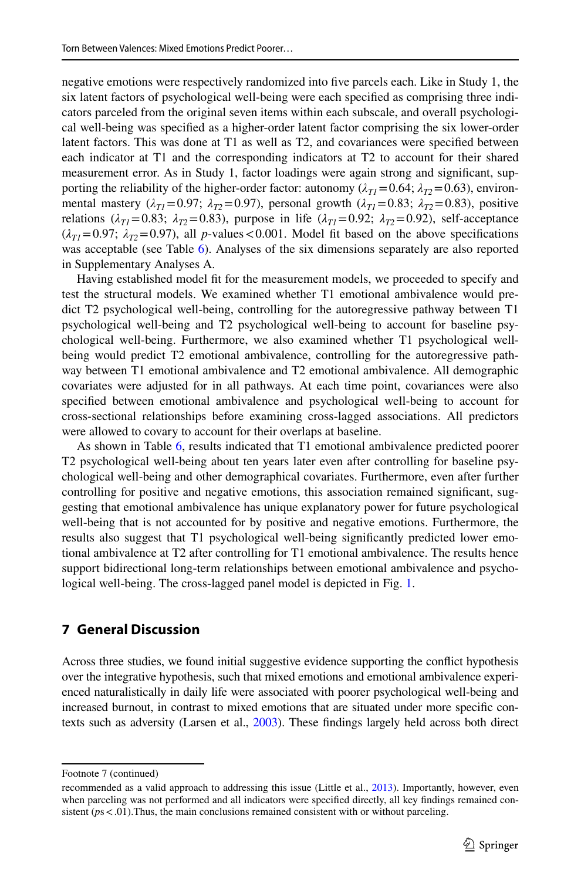negative emotions were respectively randomized into five parcels each. Like in Study 1, the six latent factors of psychological well-being were each specified as comprising three indicators parceled from the original seven items within each subscale, and overall psychological well-being was specified as a higher-order latent factor comprising the six lower-order latent factors. This was done at T1 as well as T2, and covariances were specified between each indicator at T1 and the corresponding indicators at T2 to account for their shared measurement error. As in Study 1, factor loadings were again strong and significant, supporting the reliability of the higher-order factor: autonomy ($\lambda_{T1}=0.64$; $\lambda_{T2}=0.63$), environmental mastery ($\lambda_{T1}=0.97$; $\lambda_{T2}=0.97$), personal growth ($\lambda_{T1}=0.83$; $\lambda_{T2}=0.83$), positive relations ($\lambda_{T1}=0.83$; $\lambda_{T2}=0.83$), purpose in life ($\lambda_{T1}=0.92$; $\lambda_{T2}=0.92$), self-acceptance ($\lambda_{T1}=0.97$; $\lambda_{T2}=0.97$), all $p$-values $<0.001$. Model fit based on the above specifications was acceptable (see Table 6). Analyses of the six dimensions separately are also reported in Supplementary Analyses A.

Having established model fit for the measurement models, we proceeded to specify and test the structural models. We examined whether T1 emotional ambivalence would predict T2 psychological well-being, controlling for the autoregressive pathway between T1 psychological well-being and T2 psychological well-being to account for baseline psychological well-being. Furthermore, we also examined whether T1 psychological well-being would predict T2 emotional ambivalence, controlling for the autoregressive pathway between T1 emotional ambivalence and T2 emotional ambivalence. All demographic covariates were adjusted for in all pathways. At each time point, covariances were also specified between emotional ambivalence and psychological well-being to account for cross-sectional relationships before examining cross-lagged associations. All predictors were allowed to covary to account for their overlaps at baseline.

As shown in Table 6, results indicated that T1 emotional ambivalence predicted poorer T2 psychological well-being about ten years later even after controlling for baseline psychological well-being and other demographical covariates. Furthermore, even after further controlling for positive and negative emotions, this association remained significant, suggesting that emotional ambivalence has unique explanatory power for future psychological well-being that is not accounted for by positive and negative emotions. Furthermore, the results also suggest that T1 psychological well-being significantly predicted lower emotional ambivalence at T2 after controlling for T1 emotional ambivalence. The results hence support bidirectional long-term relationships between emotional ambivalence and psychological well-being. The cross-lagged panel model is depicted in Fig. 1.

## 7 General Discussion

Across three studies, we found initial suggestive evidence supporting the conflict hypothesis over the integrative hypothesis, such that mixed emotions and emotional ambivalence experienced naturalistically in daily life were associated with poorer psychological well-being and increased burnout, in contrast to mixed emotions that are situated under more specific contexts such as adversity (Larsen et al., 2003). These findings largely held across both direct

---

Footnote 7 (continued)

recommended as a valid approach to addressing this issue (Little et al., 2013). Importantly, however, even when parceling was not performed and all indicators were specified directly, all key findings remained consistent ($ps<.01$).Thus, the main conclusions remained consistent with or without parceling.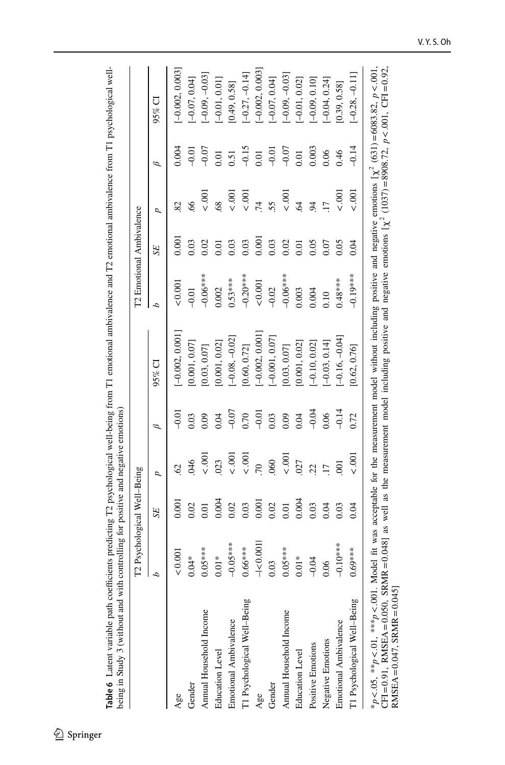**Table 6** Latent variable path coefficients predicting T2 psychological well-being from T1 emotional ambivalence and T2 emotional ambivalence from T1 psychological well-being in Study 3 (without and with controlling for positive and negative emotions)

| | T2 Psychological Well-Being | | | | | T2 Emotional Ambivalence | | | | |
|---|---|---|---|---|---|---|---|---|---|---|
| | *b* | *SE* | *p* | *β* | 95% CI | *b* | *SE* | *p* | *β* | 95% CI |
| Age | < 0.001 | 0.001 | .62 | –0.01 | [–0.002, 0.001] | < 0.001 | 0.001 | .82 | 0.004 | [–0.002, 0.003] |
| Gender | 0.04* | 0.02 | .046 | 0.03 | [0.001, 0.07] | –0.01 | 0.03 | .66 | –0.01 | [–0.07, 0.04] |
| Annual Household Income | 0.05*** | 0.01 | < .001 | 0.09 | [0.03, 0.07] | –0.06*** | 0.02 | < .001 | –0.07 | [–0.09, –0.03] |
| Education Level | 0.01* | 0.004 | .023 | 0.04 | [0.001, 0.02] | 0.002 | 0.01 | .68 | 0.01 | [–0.01, 0.01] |
| Emotional Ambivalence | –0.05*** | 0.02 | < .001 | –0.07 | [–0.08, –0.02] | 0.53*** | 0.03 | < .001 | 0.51 | [0.49, 0.58] |
| T1 Psychological Well-Being | 0.66*** | 0.03 | < .001 | 0.70 | [0.60, 0.72] | –0.20*** | 0.03 | < .001 | –0.15 | [–0.27, –0.14] |
| Age | –\|< 0.001\| | 0.001 | .70 | –0.01 | [–0.002, 0.001] | < 0.001 | 0.001 | .74 | 0.01 | [–0.002, 0.003] |
| Gender | 0.03 | 0.02 | .060 | 0.03 | [–0.001, 0.07] | –0.02 | 0.03 | .55 | –0.01 | [–0.07, 0.04] |
| Annual Household Income | 0.05*** | 0.01 | < .001 | 0.09 | [0.03, 0.07] | –0.06*** | 0.02 | < .001 | –0.07 | [–0.09, –0.03] |
| Education Level | 0.01* | 0.004 | .027 | 0.04 | [0.001, 0.02] | 0.003 | 0.01 | .64 | 0.01 | [–0.01, 0.02] |
| Positive Emotions | –0.04 | 0.03 | .22 | –0.04 | [–0.10, 0.02] | 0.004 | 0.05 | .94 | 0.003 | [–0.09, 0.10] |
| Negative Emotions | 0.06 | 0.04 | .17 | 0.06 | [–0.03, 0.14] | 0.10 | 0.07 | .17 | 0.06 | [–0.04, 0.24] |
| Emotional Ambivalence | –0.10*** | 0.03 | .001 | –0.14 | [–0.16, –0.04] | 0.48*** | 0.05 | < .001 | 0.46 | [0.39, 0.58] |
| T1 Psychological Well-Being | 0.69*** | 0.04 | < .001 | 0.72 | [0.62, 0.76] | –0.19*** | 0.04 | < .001 | –0.14 | [–0.28, –0.11] |

$^*p<.05$, $^{**}p<.01$, $^{***}p<.001$. Model fit was acceptable for the measurement model without including positive and negative emotions [$\chi^2$ (631) = 6083.82, $p<.001$, CFI = 0.91, RMSEA = 0.050, SRMR = 0.048] as well as the measurement model including positive and negative emotions [$\chi^2$ (1037) = 8908.72, $p<.001$, CFI = 0.92, RMSEA = 0.047, SRMR = 0.045]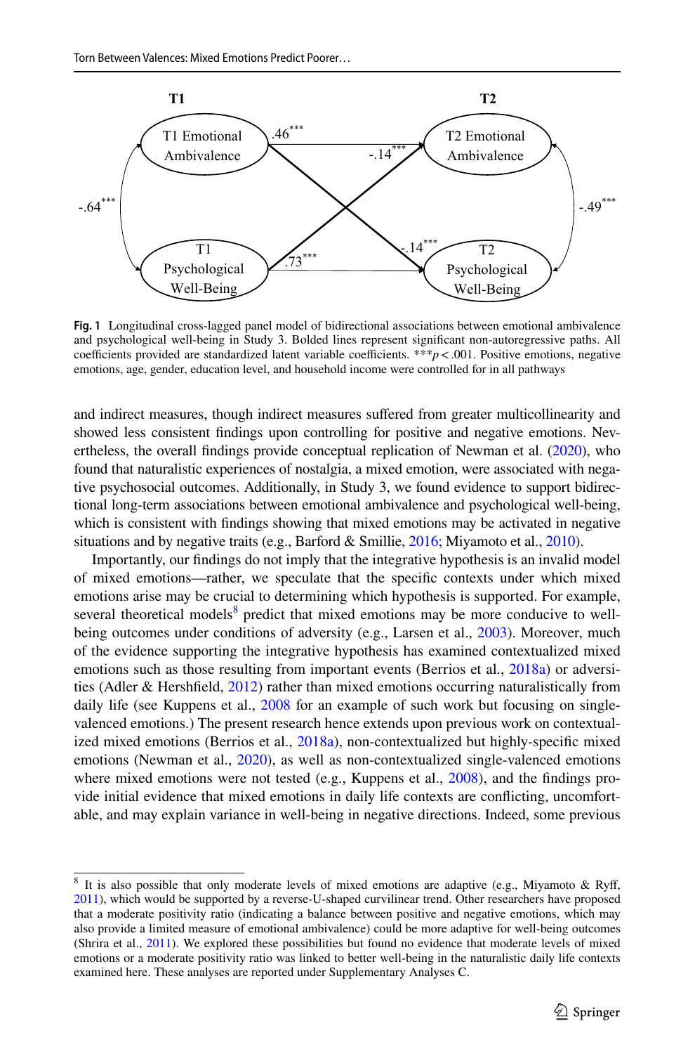**Fig. 1** Longitudinal cross-lagged panel model of bidirectional associations between emotional ambivalence and psychological well-being in Study 3. Bolded lines represent significant non-autoregressive paths. All coefficients provided are standardized latent variable coefficients. ***$p < .001$. Positive emotions, negative emotions, age, gender, education level, and household income were controlled for in all pathways

and indirect measures, though indirect measures suffered from greater multicollinearity and showed less consistent findings upon controlling for positive and negative emotions. Nevertheless, the overall findings provide conceptual replication of Newman et al. (2020), who found that naturalistic experiences of nostalgia, a mixed emotion, were associated with negative psychosocial outcomes. Additionally, in Study 3, we found evidence to support bidirectional long-term associations between emotional ambivalence and psychological well-being, which is consistent with findings showing that mixed emotions may be activated in negative situations and by negative traits (e.g., Barford & Smillie, 2016; Miyamoto et al., 2010).

Importantly, our findings do not imply that the integrative hypothesis is an invalid model of mixed emotions—rather, we speculate that the specific contexts under which mixed emotions arise may be crucial to determining which hypothesis is supported. For example, several theoretical models[8] predict that mixed emotions may be more conducive to well-being outcomes under conditions of adversity (e.g., Larsen et al., 2003). Moreover, much of the evidence supporting the integrative hypothesis has examined contextualized mixed emotions such as those resulting from important events (Berrios et al., 2018a) or adversities (Adler & Hershfield, 2012) rather than mixed emotions occurring naturalistically from daily life (see Kuppens et al., 2008 for an example of such work but focusing on single-valenced emotions.) The present research hence extends upon previous work on contextualized mixed emotions (Berrios et al., 2018a), non-contextualized but highly-specific mixed emotions (Newman et al., 2020), as well as non-contextualized single-valenced emotions where mixed emotions were not tested (e.g., Kuppens et al., 2008), and the findings provide initial evidence that mixed emotions in daily life contexts are conflicting, uncomfortable, and may explain variance in well-being in negative directions. Indeed, some previous

[8] It is also possible that only moderate levels of mixed emotions are adaptive (e.g., Miyamoto & Ryff, 2011), which would be supported by a reverse-U-shaped curvilinear trend. Other researchers have proposed that a moderate positivity ratio (indicating a balance between positive and negative emotions, which may also provide a limited measure of emotional ambivalence) could be more adaptive for well-being outcomes (Shrira et al., 2011). We explored these possibilities but found no evidence that moderate levels of mixed emotions or a moderate positivity ratio was linked to better well-being in the naturalistic daily life contexts examined here. These analyses are reported under Supplementary Analyses C.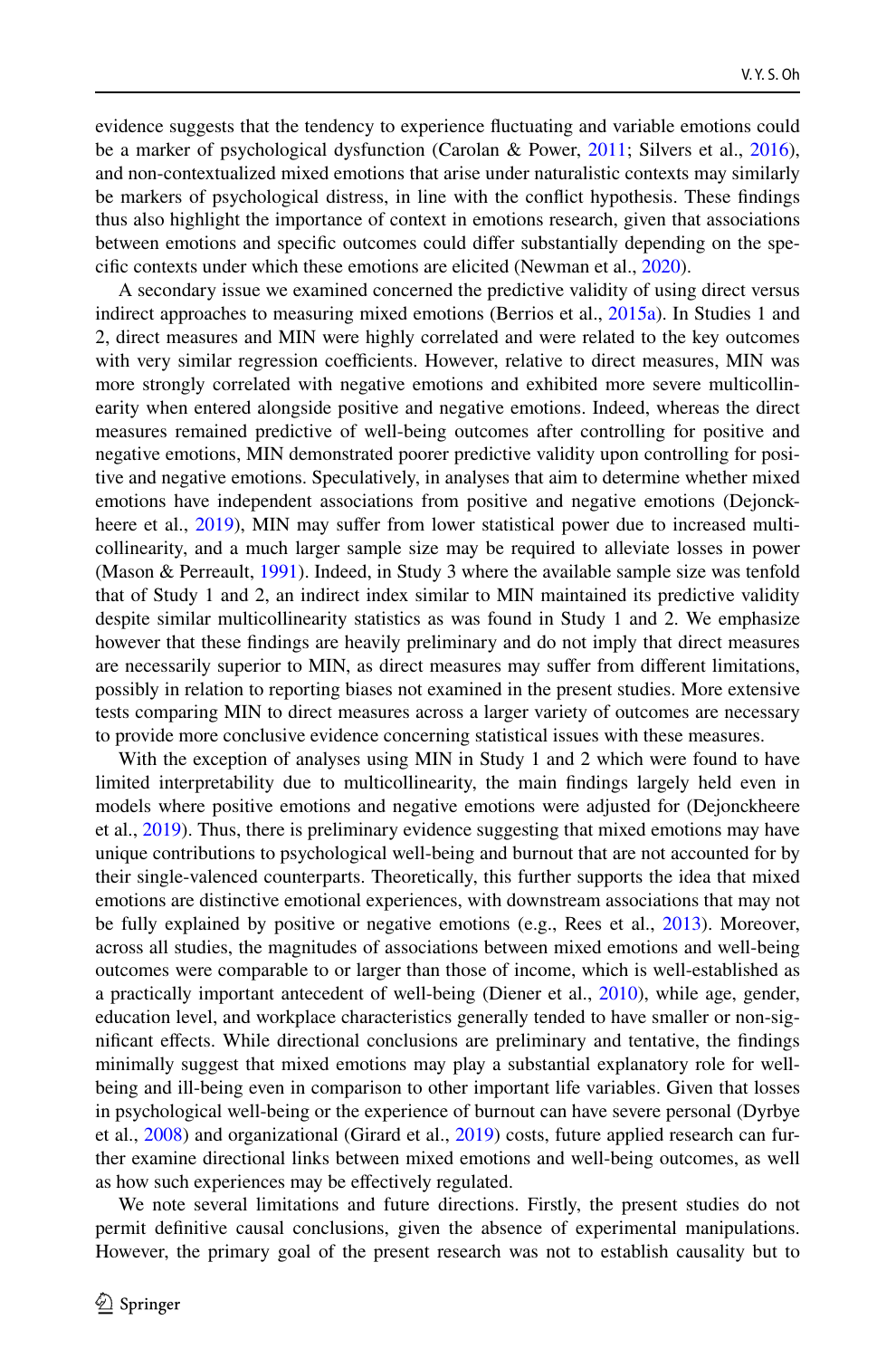evidence suggests that the tendency to experience fluctuating and variable emotions could be a marker of psychological dysfunction (Carolan & Power, 2011; Silvers et al., 2016), and non-contextualized mixed emotions that arise under naturalistic contexts may similarly be markers of psychological distress, in line with the conflict hypothesis. These findings thus also highlight the importance of context in emotions research, given that associations between emotions and specific outcomes could differ substantially depending on the specific contexts under which these emotions are elicited (Newman et al., 2020).

A secondary issue we examined concerned the predictive validity of using direct versus indirect approaches to measuring mixed emotions (Berrios et al., 2015a). In Studies 1 and 2, direct measures and MIN were highly correlated and were related to the key outcomes with very similar regression coefficients. However, relative to direct measures, MIN was more strongly correlated with negative emotions and exhibited more severe multicollinearity when entered alongside positive and negative emotions. Indeed, whereas the direct measures remained predictive of well-being outcomes after controlling for positive and negative emotions, MIN demonstrated poorer predictive validity upon controlling for positive and negative emotions. Speculatively, in analyses that aim to determine whether mixed emotions have independent associations from positive and negative emotions (Dejonckheere et al., 2019), MIN may suffer from lower statistical power due to increased multicollinearity, and a much larger sample size may be required to alleviate losses in power (Mason & Perreault, 1991). Indeed, in Study 3 where the available sample size was tenfold that of Study 1 and 2, an indirect index similar to MIN maintained its predictive validity despite similar multicollinearity statistics as was found in Study 1 and 2. We emphasize however that these findings are heavily preliminary and do not imply that direct measures are necessarily superior to MIN, as direct measures may suffer from different limitations, possibly in relation to reporting biases not examined in the present studies. More extensive tests comparing MIN to direct measures across a larger variety of outcomes are necessary to provide more conclusive evidence concerning statistical issues with these measures.

With the exception of analyses using MIN in Study 1 and 2 which were found to have limited interpretability due to multicollinearity, the main findings largely held even in models where positive emotions and negative emotions were adjusted for (Dejonckheere et al., 2019). Thus, there is preliminary evidence suggesting that mixed emotions may have unique contributions to psychological well-being and burnout that are not accounted for by their single-valenced counterparts. Theoretically, this further supports the idea that mixed emotions are distinctive emotional experiences, with downstream associations that may not be fully explained by positive or negative emotions (e.g., Rees et al., 2013). Moreover, across all studies, the magnitudes of associations between mixed emotions and well-being outcomes were comparable to or larger than those of income, which is well-established as a practically important antecedent of well-being (Diener et al., 2010), while age, gender, education level, and workplace characteristics generally tended to have smaller or non-significant effects. While directional conclusions are preliminary and tentative, the findings minimally suggest that mixed emotions may play a substantial explanatory role for well-being and ill-being even in comparison to other important life variables. Given that losses in psychological well-being or the experience of burnout can have severe personal (Dyrbye et al., 2008) and organizational (Girard et al., 2019) costs, future applied research can further examine directional links between mixed emotions and well-being outcomes, as well as how such experiences may be effectively regulated.

We note several limitations and future directions. Firstly, the present studies do not permit definitive causal conclusions, given the absence of experimental manipulations. However, the primary goal of the present research was not to establish causality but to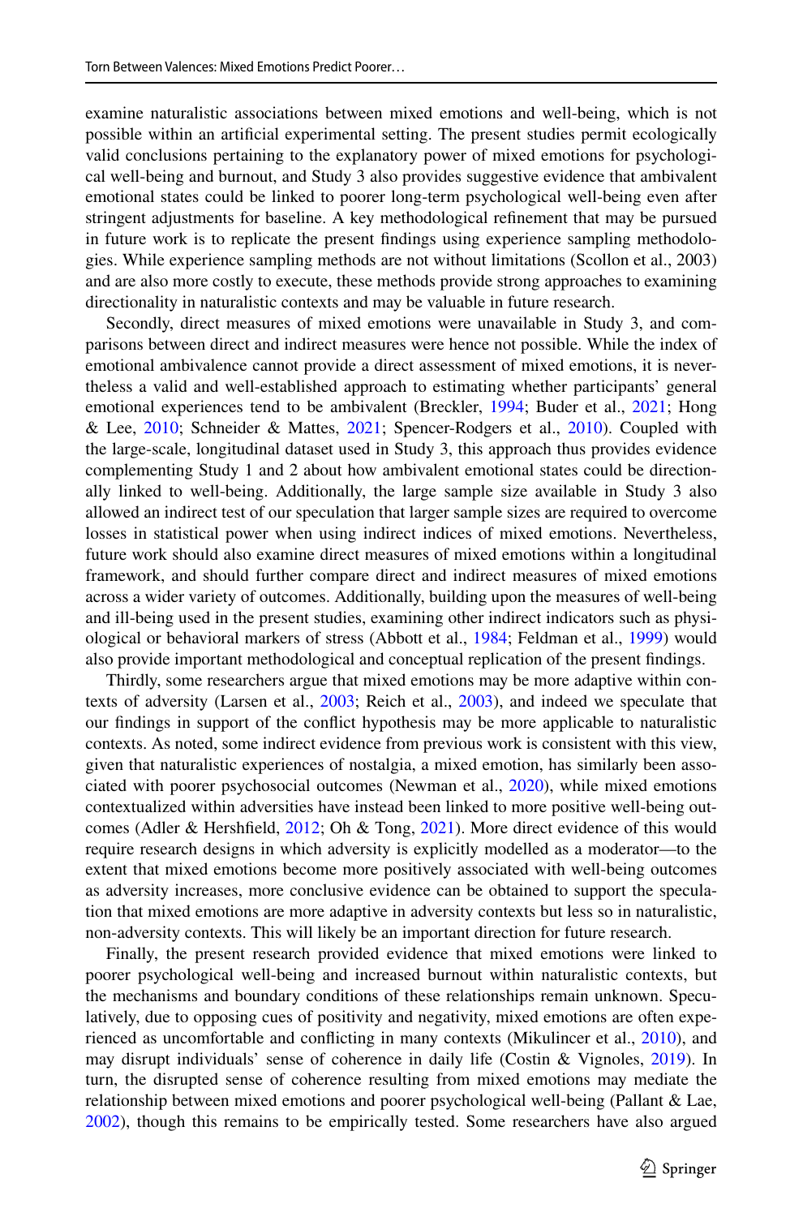examine naturalistic associations between mixed emotions and well-being, which is not possible within an artificial experimental setting. The present studies permit ecologically valid conclusions pertaining to the explanatory power of mixed emotions for psychological well-being and burnout, and Study 3 also provides suggestive evidence that ambivalent emotional states could be linked to poorer long-term psychological well-being even after stringent adjustments for baseline. A key methodological refinement that may be pursued in future work is to replicate the present findings using experience sampling methodologies. While experience sampling methods are not without limitations (Scollon et al., 2003) and are also more costly to execute, these methods provide strong approaches to examining directionality in naturalistic contexts and may be valuable in future research.

Secondly, direct measures of mixed emotions were unavailable in Study 3, and comparisons between direct and indirect measures were hence not possible. While the index of emotional ambivalence cannot provide a direct assessment of mixed emotions, it is nevertheless a valid and well-established approach to estimating whether participants' general emotional experiences tend to be ambivalent (Breckler, 1994; Buder et al., 2021; Hong & Lee, 2010; Schneider & Mattes, 2021; Spencer-Rodgers et al., 2010). Coupled with the large-scale, longitudinal dataset used in Study 3, this approach thus provides evidence complementing Study 1 and 2 about how ambivalent emotional states could be directionally linked to well-being. Additionally, the large sample size available in Study 3 also allowed an indirect test of our speculation that larger sample sizes are required to overcome losses in statistical power when using indirect indices of mixed emotions. Nevertheless, future work should also examine direct measures of mixed emotions within a longitudinal framework, and should further compare direct and indirect measures of mixed emotions across a wider variety of outcomes. Additionally, building upon the measures of well-being and ill-being used in the present studies, examining other indirect indicators such as physiological or behavioral markers of stress (Abbott et al., 1984; Feldman et al., 1999) would also provide important methodological and conceptual replication of the present findings.

Thirdly, some researchers argue that mixed emotions may be more adaptive within contexts of adversity (Larsen et al., 2003; Reich et al., 2003), and indeed we speculate that our findings in support of the conflict hypothesis may be more applicable to naturalistic contexts. As noted, some indirect evidence from previous work is consistent with this view, given that naturalistic experiences of nostalgia, a mixed emotion, has similarly been associated with poorer psychosocial outcomes (Newman et al., 2020), while mixed emotions contextualized within adversities have instead been linked to more positive well-being outcomes (Adler & Hershfield, 2012; Oh & Tong, 2021). More direct evidence of this would require research designs in which adversity is explicitly modelled as a moderator—to the extent that mixed emotions become more positively associated with well-being outcomes as adversity increases, more conclusive evidence can be obtained to support the speculation that mixed emotions are more adaptive in adversity contexts but less so in naturalistic, non-adversity contexts. This will likely be an important direction for future research.

Finally, the present research provided evidence that mixed emotions were linked to poorer psychological well-being and increased burnout within naturalistic contexts, but the mechanisms and boundary conditions of these relationships remain unknown. Speculatively, due to opposing cues of positivity and negativity, mixed emotions are often experienced as uncomfortable and conflicting in many contexts (Mikulincer et al., 2010), and may disrupt individuals' sense of coherence in daily life (Costin & Vignoles, 2019). In turn, the disrupted sense of coherence resulting from mixed emotions may mediate the relationship between mixed emotions and poorer psychological well-being (Pallant & Lae, 2002), though this remains to be empirically tested. Some researchers have also argued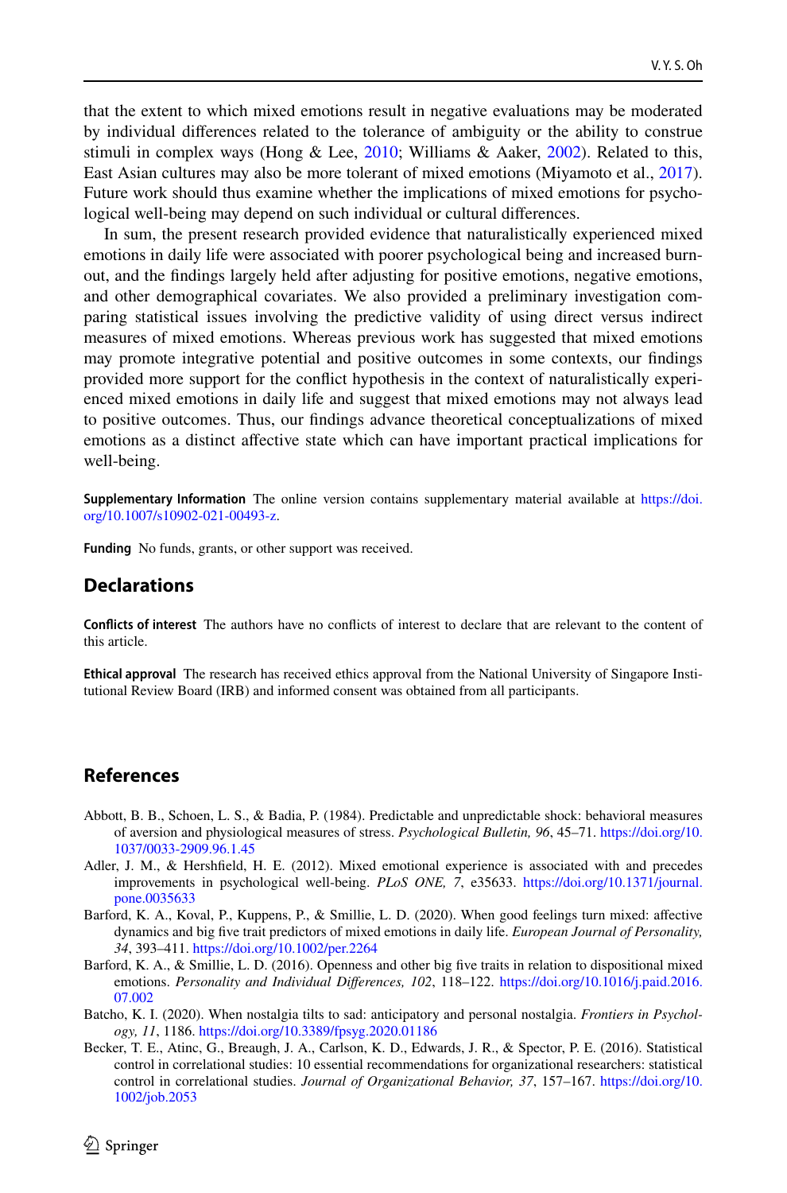that the extent to which mixed emotions result in negative evaluations may be moderated by individual differences related to the tolerance of ambiguity or the ability to construe stimuli in complex ways (Hong & Lee, 2010; Williams & Aaker, 2002). Related to this, East Asian cultures may also be more tolerant of mixed emotions (Miyamoto et al., 2017). Future work should thus examine whether the implications of mixed emotions for psychological well-being may depend on such individual or cultural differences.

In sum, the present research provided evidence that naturalistically experienced mixed emotions in daily life were associated with poorer psychological being and increased burnout, and the findings largely held after adjusting for positive emotions, negative emotions, and other demographical covariates. We also provided a preliminary investigation comparing statistical issues involving the predictive validity of using direct versus indirect measures of mixed emotions. Whereas previous work has suggested that mixed emotions may promote integrative potential and positive outcomes in some contexts, our findings provided more support for the conflict hypothesis in the context of naturalistically experienced mixed emotions in daily life and suggest that mixed emotions may not always lead to positive outcomes. Thus, our findings advance theoretical conceptualizations of mixed emotions as a distinct affective state which can have important practical implications for well-being.

**Supplementary Information** The online version contains supplementary material available at https://doi.org/10.1007/s10902-021-00493-z.

**Funding** No funds, grants, or other support was received.

## Declarations

**Conflicts of interest** The authors have no conflicts of interest to declare that are relevant to the content of this article.

**Ethical approval** The research has received ethics approval from the National University of Singapore Institutional Review Board (IRB) and informed consent was obtained from all participants.

## References

Abbott, B. B., Schoen, L. S., & Badia, P. (1984). Predictable and unpredictable shock: behavioral measures of aversion and physiological measures of stress. *Psychological Bulletin, 96*, 45–71. https://doi.org/10.1037/0033-2909.96.1.45

Adler, J. M., & Hershfield, H. E. (2012). Mixed emotional experience is associated with and precedes improvements in psychological well-being. *PLoS ONE, 7*, e35633. https://doi.org/10.1371/journal.pone.0035633

Barford, K. A., Koval, P., Kuppens, P., & Smillie, L. D. (2020). When good feelings turn mixed: affective dynamics and big five trait predictors of mixed emotions in daily life. *European Journal of Personality, 34*, 393–411. https://doi.org/10.1002/per.2264

Barford, K. A., & Smillie, L. D. (2016). Openness and other big five traits in relation to dispositional mixed emotions. *Personality and Individual Differences, 102*, 118–122. https://doi.org/10.1016/j.paid.2016.07.002

Batcho, K. I. (2020). When nostalgia tilts to sad: anticipatory and personal nostalgia. *Frontiers in Psychology, 11*, 1186. https://doi.org/10.3389/fpsyg.2020.01186

Becker, T. E., Atinc, G., Breaugh, J. A., Carlson, K. D., Edwards, J. R., & Spector, P. E. (2016). Statistical control in correlational studies: 10 essential recommendations for organizational researchers: statistical control in correlational studies. *Journal of Organizational Behavior, 37*, 157–167. https://doi.org/10.1002/job.2053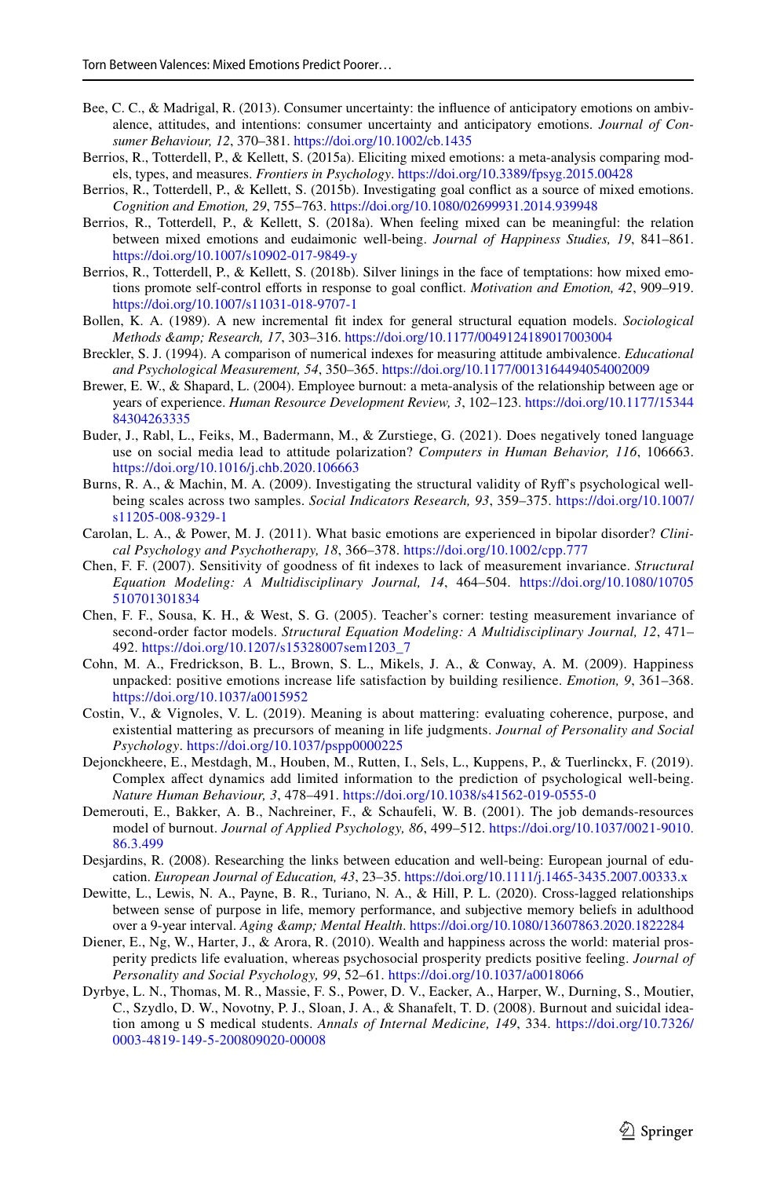Bee, C. C., & Madrigal, R. (2013). Consumer uncertainty: the influence of anticipatory emotions on ambivalence, attitudes, and intentions: consumer uncertainty and anticipatory emotions. *Journal of Consumer Behaviour, 12*, 370–381. https://doi.org/10.1002/cb.1435

Berrios, R., Totterdell, P., & Kellett, S. (2015a). Eliciting mixed emotions: a meta-analysis comparing models, types, and measures. *Frontiers in Psychology*. https://doi.org/10.3389/fpsyg.2015.00428

Berrios, R., Totterdell, P., & Kellett, S. (2015b). Investigating goal conflict as a source of mixed emotions. *Cognition and Emotion, 29*, 755–763. https://doi.org/10.1080/02699931.2014.939948

Berrios, R., Totterdell, P., & Kellett, S. (2018a). When feeling mixed can be meaningful: the relation between mixed emotions and eudaimonic well-being. *Journal of Happiness Studies, 19*, 841–861. https://doi.org/10.1007/s10902-017-9849-y

Berrios, R., Totterdell, P., & Kellett, S. (2018b). Silver linings in the face of temptations: how mixed emotions promote self-control efforts in response to goal conflict. *Motivation and Emotion, 42*, 909–919. https://doi.org/10.1007/s11031-018-9707-1

Bollen, K. A. (1989). A new incremental fit index for general structural equation models. *Sociological Methods &amp; Research, 17*, 303–316. https://doi.org/10.1177/0049124189017003004

Breckler, S. J. (1994). A comparison of numerical indexes for measuring attitude ambivalence. *Educational and Psychological Measurement, 54*, 350–365. https://doi.org/10.1177/0013164494054002009

Brewer, E. W., & Shapard, L. (2004). Employee burnout: a meta-analysis of the relationship between age or years of experience. *Human Resource Development Review, 3*, 102–123. https://doi.org/10.1177/1534484304263335

Buder, J., Rabl, L., Feiks, M., Badermann, M., & Zurstiege, G. (2021). Does negatively toned language use on social media lead to attitude polarization? *Computers in Human Behavior, 116*, 106663. https://doi.org/10.1016/j.chb.2020.106663

Burns, R. A., & Machin, M. A. (2009). Investigating the structural validity of Ryff's psychological well-being scales across two samples. *Social Indicators Research, 93*, 359–375. https://doi.org/10.1007/s11205-008-9329-1

Carolan, L. A., & Power, M. J. (2011). What basic emotions are experienced in bipolar disorder? *Clinical Psychology and Psychotherapy, 18*, 366–378. https://doi.org/10.1002/cpp.777

Chen, F. F. (2007). Sensitivity of goodness of fit indexes to lack of measurement invariance. *Structural Equation Modeling: A Multidisciplinary Journal, 14*, 464–504. https://doi.org/10.1080/10705510701301834

Chen, F. F., Sousa, K. H., & West, S. G. (2005). Teacher's corner: testing measurement invariance of second-order factor models. *Structural Equation Modeling: A Multidisciplinary Journal, 12*, 471–492. https://doi.org/10.1207/s15328007sem1203_7

Cohn, M. A., Fredrickson, B. L., Brown, S. L., Mikels, J. A., & Conway, A. M. (2009). Happiness unpacked: positive emotions increase life satisfaction by building resilience. *Emotion, 9*, 361–368. https://doi.org/10.1037/a0015952

Costin, V., & Vignoles, V. L. (2019). Meaning is about mattering: evaluating coherence, purpose, and existential mattering as precursors of meaning in life judgments. *Journal of Personality and Social Psychology*. https://doi.org/10.1037/pspp0000225

Dejonckheere, E., Mestdagh, M., Houben, M., Rutten, I., Sels, L., Kuppens, P., & Tuerlinckx, F. (2019). Complex affect dynamics add limited information to the prediction of psychological well-being. *Nature Human Behaviour, 3*, 478–491. https://doi.org/10.1038/s41562-019-0555-0

Demerouti, E., Bakker, A. B., Nachreiner, F., & Schaufeli, W. B. (2001). The job demands-resources model of burnout. *Journal of Applied Psychology, 86*, 499–512. https://doi.org/10.1037/0021-9010.86.3.499

Desjardins, R. (2008). Researching the links between education and well-being: European journal of education. *European Journal of Education, 43*, 23–35. https://doi.org/10.1111/j.1465-3435.2007.00333.x

Dewitte, L., Lewis, N. A., Payne, B. R., Turiano, N. A., & Hill, P. L. (2020). Cross-lagged relationships between sense of purpose in life, memory performance, and subjective memory beliefs in adulthood over a 9-year interval. *Aging &amp; Mental Health*. https://doi.org/10.1080/13607863.2020.1822284

Diener, E., Ng, W., Harter, J., & Arora, R. (2010). Wealth and happiness across the world: material prosperity predicts life evaluation, whereas psychosocial prosperity predicts positive feeling. *Journal of Personality and Social Psychology, 99*, 52–61. https://doi.org/10.1037/a0018066

Dyrbye, L. N., Thomas, M. R., Massie, F. S., Power, D. V., Eacker, A., Harper, W., Durning, S., Moutier, C., Szydlo, D. W., Novotny, P. J., Sloan, J. A., & Shanafelt, T. D. (2008). Burnout and suicidal ideation among u S medical students. *Annals of Internal Medicine, 149*, 334. https://doi.org/10.7326/0003-4819-149-5-200809020-00008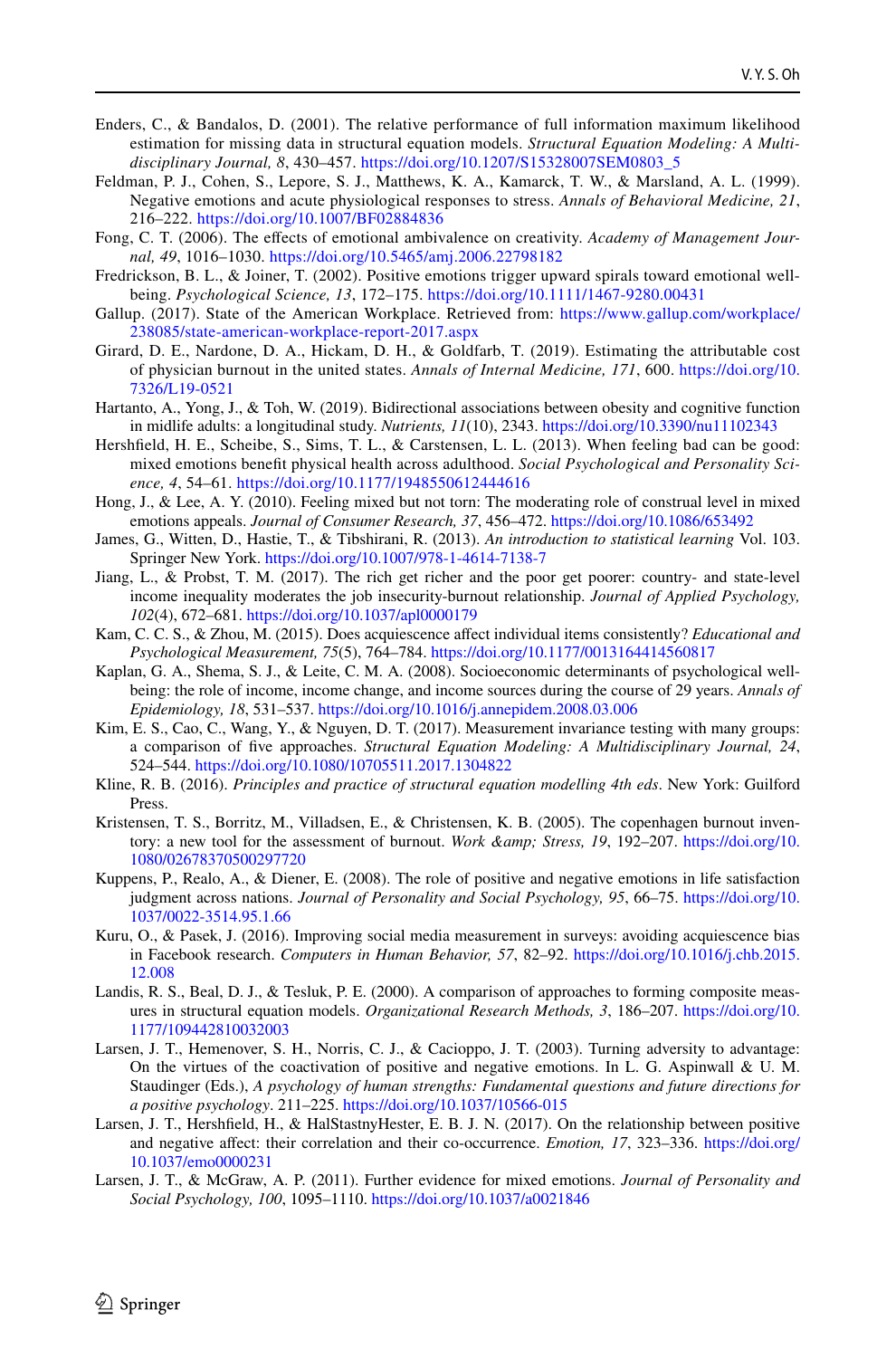Enders, C., & Bandalos, D. (2001). The relative performance of full information maximum likelihood estimation for missing data in structural equation models. *Structural Equation Modeling: A Multidisciplinary Journal, 8*, 430–457. https://doi.org/10.1207/S15328007SEM0803_5

Feldman, P. J., Cohen, S., Lepore, S. J., Matthews, K. A., Kamarck, T. W., & Marsland, A. L. (1999). Negative emotions and acute physiological responses to stress. *Annals of Behavioral Medicine, 21*, 216–222. https://doi.org/10.1007/BF02884836

Fong, C. T. (2006). The effects of emotional ambivalence on creativity. *Academy of Management Journal, 49*, 1016–1030. https://doi.org/10.5465/amj.2006.22798182

Fredrickson, B. L., & Joiner, T. (2002). Positive emotions trigger upward spirals toward emotional well-being. *Psychological Science, 13*, 172–175. https://doi.org/10.1111/1467-9280.00431

Gallup. (2017). State of the American Workplace. Retrieved from: https://www.gallup.com/workplace/238085/state-american-workplace-report-2017.aspx

Girard, D. E., Nardone, D. A., Hickam, D. H., & Goldfarb, T. (2019). Estimating the attributable cost of physician burnout in the united states. *Annals of Internal Medicine, 171*, 600. https://doi.org/10.7326/L19-0521

Hartanto, A., Yong, J., & Toh, W. (2019). Bidirectional associations between obesity and cognitive function in midlife adults: a longitudinal study. *Nutrients, 11*(10), 2343. https://doi.org/10.3390/nu11102343

Hershfield, H. E., Scheibe, S., Sims, T. L., & Carstensen, L. L. (2013). When feeling bad can be good: mixed emotions benefit physical health across adulthood. *Social Psychological and Personality Science, 4*, 54–61. https://doi.org/10.1177/1948550612444616

Hong, J., & Lee, A. Y. (2010). Feeling mixed but not torn: The moderating role of construal level in mixed emotions appeals. *Journal of Consumer Research, 37*, 456–472. https://doi.org/10.1086/653492

James, G., Witten, D., Hastie, T., & Tibshirani, R. (2013). *An introduction to statistical learning* Vol. 103. Springer New York. https://doi.org/10.1007/978-1-4614-7138-7

Jiang, L., & Probst, T. M. (2017). The rich get richer and the poor get poorer: country- and state-level income inequality moderates the job insecurity-burnout relationship. *Journal of Applied Psychology, 102*(4), 672–681. https://doi.org/10.1037/apl0000179

Kam, C. C. S., & Zhou, M. (2015). Does acquiescence affect individual items consistently? *Educational and Psychological Measurement, 75*(5), 764–784. https://doi.org/10.1177/0013164414560817

Kaplan, G. A., Shema, S. J., & Leite, C. M. A. (2008). Socioeconomic determinants of psychological well-being: the role of income, income change, and income sources during the course of 29 years. *Annals of Epidemiology, 18*, 531–537. https://doi.org/10.1016/j.annepidem.2008.03.006

Kim, E. S., Cao, C., Wang, Y., & Nguyen, D. T. (2017). Measurement invariance testing with many groups: a comparison of five approaches. *Structural Equation Modeling: A Multidisciplinary Journal, 24*, 524–544. https://doi.org/10.1080/10705511.2017.1304822

Kline, R. B. (2016). *Principles and practice of structural equation modelling 4th eds*. New York: Guilford Press.

Kristensen, T. S., Borritz, M., Villadsen, E., & Christensen, K. B. (2005). The copenhagen burnout inventory: a new tool for the assessment of burnout. *Work &amp; Stress, 19*, 192–207. https://doi.org/10.1080/02678370500297720

Kuppens, P., Realo, A., & Diener, E. (2008). The role of positive and negative emotions in life satisfaction judgment across nations. *Journal of Personality and Social Psychology, 95*, 66–75. https://doi.org/10.1037/0022-3514.95.1.66

Kuru, O., & Pasek, J. (2016). Improving social media measurement in surveys: avoiding acquiescence bias in Facebook research. *Computers in Human Behavior, 57*, 82–92. https://doi.org/10.1016/j.chb.2015.12.008

Landis, R. S., Beal, D. J., & Tesluk, P. E. (2000). A comparison of approaches to forming composite measures in structural equation models. *Organizational Research Methods, 3*, 186–207. https://doi.org/10.1177/109442810032003

Larsen, J. T., Hemenover, S. H., Norris, C. J., & Cacioppo, J. T. (2003). Turning adversity to advantage: On the virtues of the coactivation of positive and negative emotions. In L. G. Aspinwall & U. M. Staudinger (Eds.), *A psychology of human strengths: Fundamental questions and future directions for a positive psychology*. 211–225. https://doi.org/10.1037/10566-015

Larsen, J. T., Hershfield, H., & HalStastnyHester, E. B. J. N. (2017). On the relationship between positive and negative affect: their correlation and their co-occurrence. *Emotion, 17*, 323–336. https://doi.org/10.1037/emo0000231

Larsen, J. T., & McGraw, A. P. (2011). Further evidence for mixed emotions. *Journal of Personality and Social Psychology, 100*, 1095–1110. https://doi.org/10.1037/a0021846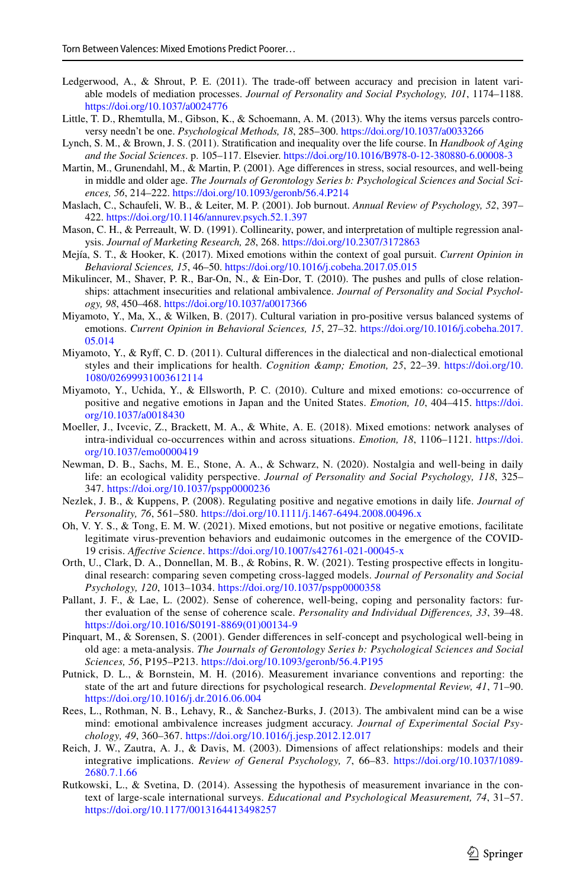Ledgerwood, A., & Shrout, P. E. (2011). The trade-off between accuracy and precision in latent variable models of mediation processes. *Journal of Personality and Social Psychology, 101*, 1174–1188. https://doi.org/10.1037/a0024776

Little, T. D., Rhemtulla, M., Gibson, K., & Schoemann, A. M. (2013). Why the items versus parcels controversy needn't be one. *Psychological Methods, 18*, 285–300. https://doi.org/10.1037/a0033266

Lynch, S. M., & Brown, J. S. (2011). Stratification and inequality over the life course. In *Handbook of Aging and the Social Sciences*. p. 105–117. Elsevier. https://doi.org/10.1016/B978-0-12-380880-6.00008-3

Martin, M., Grunendahl, M., & Martin, P. (2001). Age differences in stress, social resources, and well-being in middle and older age. *The Journals of Gerontology Series b: Psychological Sciences and Social Sciences, 56*, 214–222. https://doi.org/10.1093/geronb/56.4.P214

Maslach, C., Schaufeli, W. B., & Leiter, M. P. (2001). Job burnout. *Annual Review of Psychology, 52*, 397–422. https://doi.org/10.1146/annurev.psych.52.1.397

Mason, C. H., & Perreault, W. D. (1991). Collinearity, power, and interpretation of multiple regression analysis. *Journal of Marketing Research, 28*, 268. https://doi.org/10.2307/3172863

Mejía, S. T., & Hooker, K. (2017). Mixed emotions within the context of goal pursuit. *Current Opinion in Behavioral Sciences, 15*, 46–50. https://doi.org/10.1016/j.cobeha.2017.05.015

Mikulincer, M., Shaver, P. R., Bar-On, N., & Ein-Dor, T. (2010). The pushes and pulls of close relationships: attachment insecurities and relational ambivalence. *Journal of Personality and Social Psychology, 98*, 450–468. https://doi.org/10.1037/a0017366

Miyamoto, Y., Ma, X., & Wilken, B. (2017). Cultural variation in pro-positive versus balanced systems of emotions. *Current Opinion in Behavioral Sciences, 15*, 27–32. https://doi.org/10.1016/j.cobeha.2017.05.014

Miyamoto, Y., & Ryff, C. D. (2011). Cultural differences in the dialectical and non-dialectical emotional styles and their implications for health. *Cognition &amp; Emotion, 25*, 22–39. https://doi.org/10.1080/02699931003612114

Miyamoto, Y., Uchida, Y., & Ellsworth, P. C. (2010). Culture and mixed emotions: co-occurrence of positive and negative emotions in Japan and the United States. *Emotion, 10*, 404–415. https://doi.org/10.1037/a0018430

Moeller, J., Ivcevic, Z., Brackett, M. A., & White, A. E. (2018). Mixed emotions: network analyses of intra-individual co-occurrences within and across situations. *Emotion, 18*, 1106–1121. https://doi.org/10.1037/emo0000419

Newman, D. B., Sachs, M. E., Stone, A. A., & Schwarz, N. (2020). Nostalgia and well-being in daily life: an ecological validity perspective. *Journal of Personality and Social Psychology, 118*, 325–347. https://doi.org/10.1037/pspp0000236

Nezlek, J. B., & Kuppens, P. (2008). Regulating positive and negative emotions in daily life. *Journal of Personality, 76*, 561–580. https://doi.org/10.1111/j.1467-6494.2008.00496.x

Oh, V. Y. S., & Tong, E. M. W. (2021). Mixed emotions, but not positive or negative emotions, facilitate legitimate virus-prevention behaviors and eudaimonic outcomes in the emergence of the COVID-19 crisis. *Affective Science*. https://doi.org/10.1007/s42761-021-00045-x

Orth, U., Clark, D. A., Donnellan, M. B., & Robins, R. W. (2021). Testing prospective effects in longitudinal research: comparing seven competing cross-lagged models. *Journal of Personality and Social Psychology, 120*, 1013–1034. https://doi.org/10.1037/pspp0000358

Pallant, J. F., & Lae, L. (2002). Sense of coherence, well-being, coping and personality factors: further evaluation of the sense of coherence scale. *Personality and Individual Differences, 33*, 39–48. https://doi.org/10.1016/S0191-8869(01)00134-9

Pinquart, M., & Sorensen, S. (2001). Gender differences in self-concept and psychological well-being in old age: a meta-analysis. *The Journals of Gerontology Series b: Psychological Sciences and Social Sciences, 56*, P195–P213. https://doi.org/10.1093/geronb/56.4.P195

Putnick, D. L., & Bornstein, M. H. (2016). Measurement invariance conventions and reporting: the state of the art and future directions for psychological research. *Developmental Review, 41*, 71–90. https://doi.org/10.1016/j.dr.2016.06.004

Rees, L., Rothman, N. B., Lehavy, R., & Sanchez-Burks, J. (2013). The ambivalent mind can be a wise mind: emotional ambivalence increases judgment accuracy. *Journal of Experimental Social Psychology, 49*, 360–367. https://doi.org/10.1016/j.jesp.2012.12.017

Reich, J. W., Zautra, A. J., & Davis, M. (2003). Dimensions of affect relationships: models and their integrative implications. *Review of General Psychology, 7*, 66–83. https://doi.org/10.1037/1089-2680.7.1.66

Rutkowski, L., & Svetina, D. (2014). Assessing the hypothesis of measurement invariance in the context of large-scale international surveys. *Educational and Psychological Measurement, 74*, 31–57. https://doi.org/10.1177/0013164413498257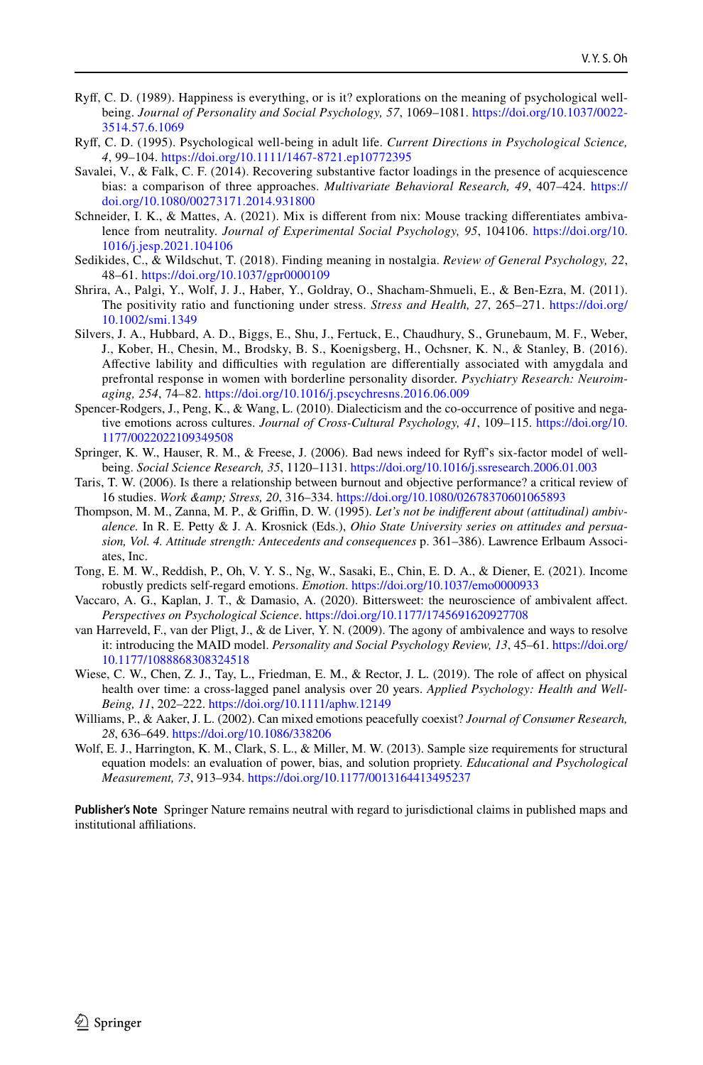Ryff, C. D. (1989). Happiness is everything, or is it? explorations on the meaning of psychological well-being. *Journal of Personality and Social Psychology, 57*, 1069–1081. https://doi.org/10.1037/0022-3514.57.6.1069

Ryff, C. D. (1995). Psychological well-being in adult life. *Current Directions in Psychological Science, 4*, 99–104. https://doi.org/10.1111/1467-8721.ep10772395

Savalei, V., & Falk, C. F. (2014). Recovering substantive factor loadings in the presence of acquiescence bias: a comparison of three approaches. *Multivariate Behavioral Research, 49*, 407–424. https://doi.org/10.1080/00273171.2014.931800

Schneider, I. K., & Mattes, A. (2021). Mix is different from nix: Mouse tracking differentiates ambivalence from neutrality. *Journal of Experimental Social Psychology, 95*, 104106. https://doi.org/10.1016/j.jesp.2021.104106

Sedikides, C., & Wildschut, T. (2018). Finding meaning in nostalgia. *Review of General Psychology, 22*, 48–61. https://doi.org/10.1037/gpr0000109

Shrira, A., Palgi, Y., Wolf, J. J., Haber, Y., Goldray, O., Shacham-Shmueli, E., & Ben-Ezra, M. (2011). The positivity ratio and functioning under stress. *Stress and Health, 27*, 265–271. https://doi.org/10.1002/smi.1349

Silvers, J. A., Hubbard, A. D., Biggs, E., Shu, J., Fertuck, E., Chaudhury, S., Grunebaum, M. F., Weber, J., Kober, H., Chesin, M., Brodsky, B. S., Koenigsberg, H., Ochsner, K. N., & Stanley, B. (2016). Affective lability and difficulties with regulation are differentially associated with amygdala and prefrontal response in women with borderline personality disorder. *Psychiatry Research: Neuroimaging, 254*, 74–82. https://doi.org/10.1016/j.pscychresns.2016.06.009

Spencer-Rodgers, J., Peng, K., & Wang, L. (2010). Dialecticism and the co-occurrence of positive and negative emotions across cultures. *Journal of Cross-Cultural Psychology, 41*, 109–115. https://doi.org/10.1177/0022022109349508

Springer, K. W., Hauser, R. M., & Freese, J. (2006). Bad news indeed for Ryff's six-factor model of well-being. *Social Science Research, 35*, 1120–1131. https://doi.org/10.1016/j.ssresearch.2006.01.003

Taris, T. W. (2006). Is there a relationship between burnout and objective performance? a critical review of 16 studies. *Work &amp; Stress, 20*, 316–334. https://doi.org/10.1080/02678370601065893

Thompson, M. M., Zanna, M. P., & Griffin, D. W. (1995). *Let's not be indifferent about (attitudinal) ambivalence.* In R. E. Petty & J. A. Krosnick (Eds.), *Ohio State University series on attitudes and persuasion, Vol. 4. Attitude strength: Antecedents and consequences* p. 361–386). Lawrence Erlbaum Associates, Inc.

Tong, E. M. W., Reddish, P., Oh, V. Y. S., Ng, W., Sasaki, E., Chin, E. D. A., & Diener, E. (2021). Income robustly predicts self-regard emotions. *Emotion*. https://doi.org/10.1037/emo0000933

Vaccaro, A. G., Kaplan, J. T., & Damasio, A. (2020). Bittersweet: the neuroscience of ambivalent affect. *Perspectives on Psychological Science*. https://doi.org/10.1177/1745691620927708

van Harreveld, F., van der Pligt, J., & de Liver, Y. N. (2009). The agony of ambivalence and ways to resolve it: introducing the MAID model. *Personality and Social Psychology Review, 13*, 45–61. https://doi.org/10.1177/1088868308324518

Wiese, C. W., Chen, Z. J., Tay, L., Friedman, E. M., & Rector, J. L. (2019). The role of affect on physical health over time: a cross-lagged panel analysis over 20 years. *Applied Psychology: Health and Well-Being, 11*, 202–222. https://doi.org/10.1111/aphw.12149

Williams, P., & Aaker, J. L. (2002). Can mixed emotions peacefully coexist? *Journal of Consumer Research, 28*, 636–649. https://doi.org/10.1086/338206

Wolf, E. J., Harrington, K. M., Clark, S. L., & Miller, M. W. (2013). Sample size requirements for structural equation models: an evaluation of power, bias, and solution propriety. *Educational and Psychological Measurement, 73*, 913–934. https://doi.org/10.1177/0013164413495237

**Publisher's Note** Springer Nature remains neutral with regard to jurisdictional claims in published maps and institutional affiliations.